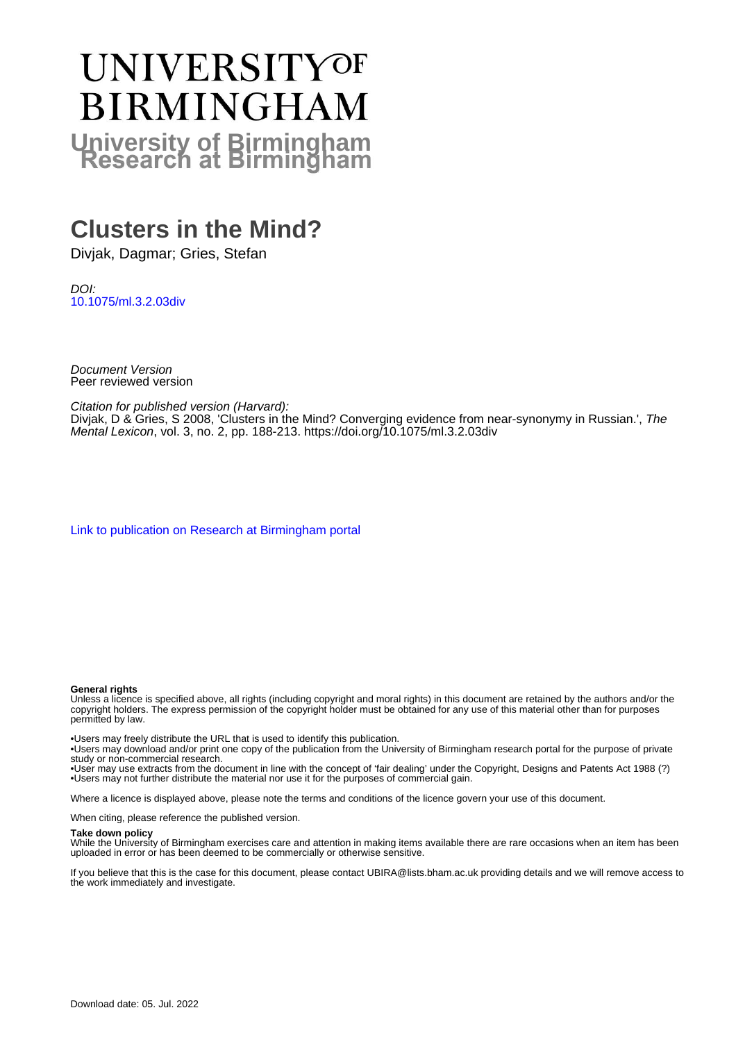# UNIVERSITY OF BIRMINGHAM

**University of Birmingham Research at Birmingham**

# Clusters in the Mind?

Divjak, Dagmar; Gries, Stefan

*DOI:*
10.1075/ml.3.2.03div

*Document Version*
Peer reviewed version

*Citation for published version (Harvard):*
Divjak, D & Gries, S 2008, 'Clusters in the Mind? Converging evidence from near-synonymy in Russian.', *The Mental Lexicon*, vol. 3, no. 2, pp. 188-213. https://doi.org/10.1075/ml.3.2.03div

Link to publication on Research at Birmingham portal

**General rights**
Unless a licence is specified above, all rights (including copyright and moral rights) in this document are retained by the authors and/or the copyright holders. The express permission of the copyright holder must be obtained for any use of this material other than for purposes permitted by law.

•Users may freely distribute the URL that is used to identify this publication.
•Users may download and/or print one copy of the publication from the University of Birmingham research portal for the purpose of private study or non-commercial research.
•User may use extracts from the document in line with the concept of 'fair dealing' under the Copyright, Designs and Patents Act 1988 (?)
•Users may not further distribute the material nor use it for the purposes of commercial gain.

Where a licence is displayed above, please note the terms and conditions of the licence govern your use of this document.

When citing, please reference the published version.

**Take down policy**
While the University of Birmingham exercises care and attention in making items available there are rare occasions when an item has been uploaded in error or has been deemed to be commercially or otherwise sensitive.

If you believe that this is the case for this document, please contact UBIRA@lists.bham.ac.uk providing details and we will remove access to the work immediately and investigate.

Download date: 05. Jul. 2022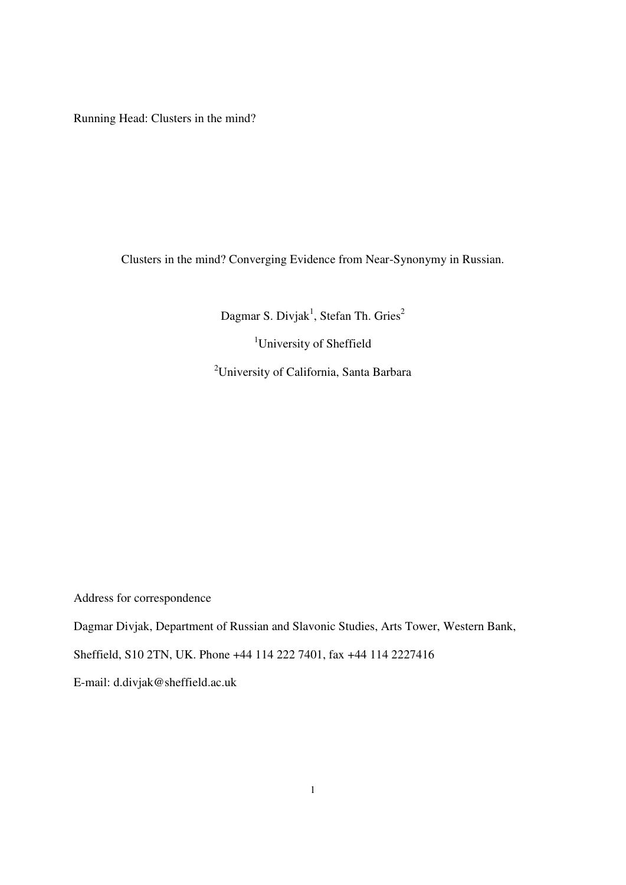Running Head: Clusters in the mind?

# Clusters in the mind? Converging Evidence from Near-Synonymy in Russian.

Dagmar S. Divjak[1], Stefan Th. Gries[2]

[1]University of Sheffield

[2]University of California, Santa Barbara

Address for correspondence

Dagmar Divjak, Department of Russian and Slavonic Studies, Arts Tower, Western Bank, Sheffield, S10 2TN, UK. Phone +44 114 222 7401, fax +44 114 2227416

E-mail: d.divjak@sheffield.ac.uk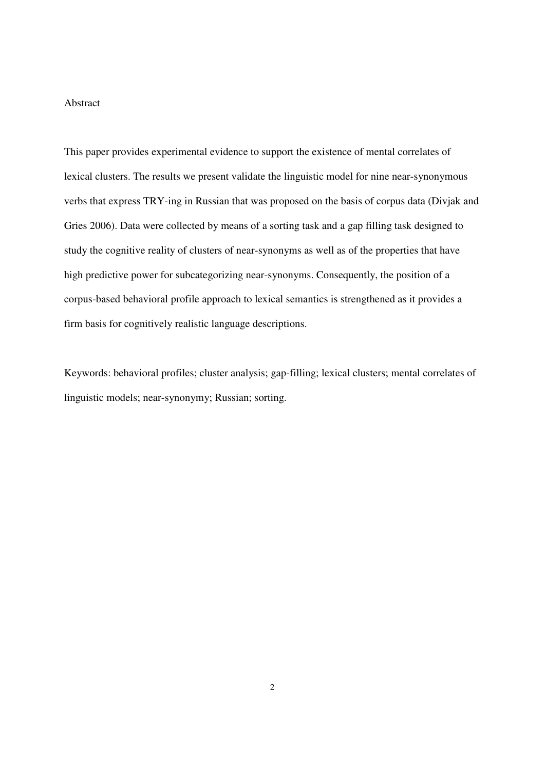# Abstract

This paper provides experimental evidence to support the existence of mental correlates of lexical clusters. The results we present validate the linguistic model for nine near-synonymous verbs that express TRY-ing in Russian that was proposed on the basis of corpus data (Divjak and Gries 2006). Data were collected by means of a sorting task and a gap filling task designed to study the cognitive reality of clusters of near-synonyms as well as of the properties that have high predictive power for subcategorizing near-synonyms. Consequently, the position of a corpus-based behavioral profile approach to lexical semantics is strengthened as it provides a firm basis for cognitively realistic language descriptions.

Keywords: behavioral profiles; cluster analysis; gap-filling; lexical clusters; mental correlates of linguistic models; near-synonymy; Russian; sorting.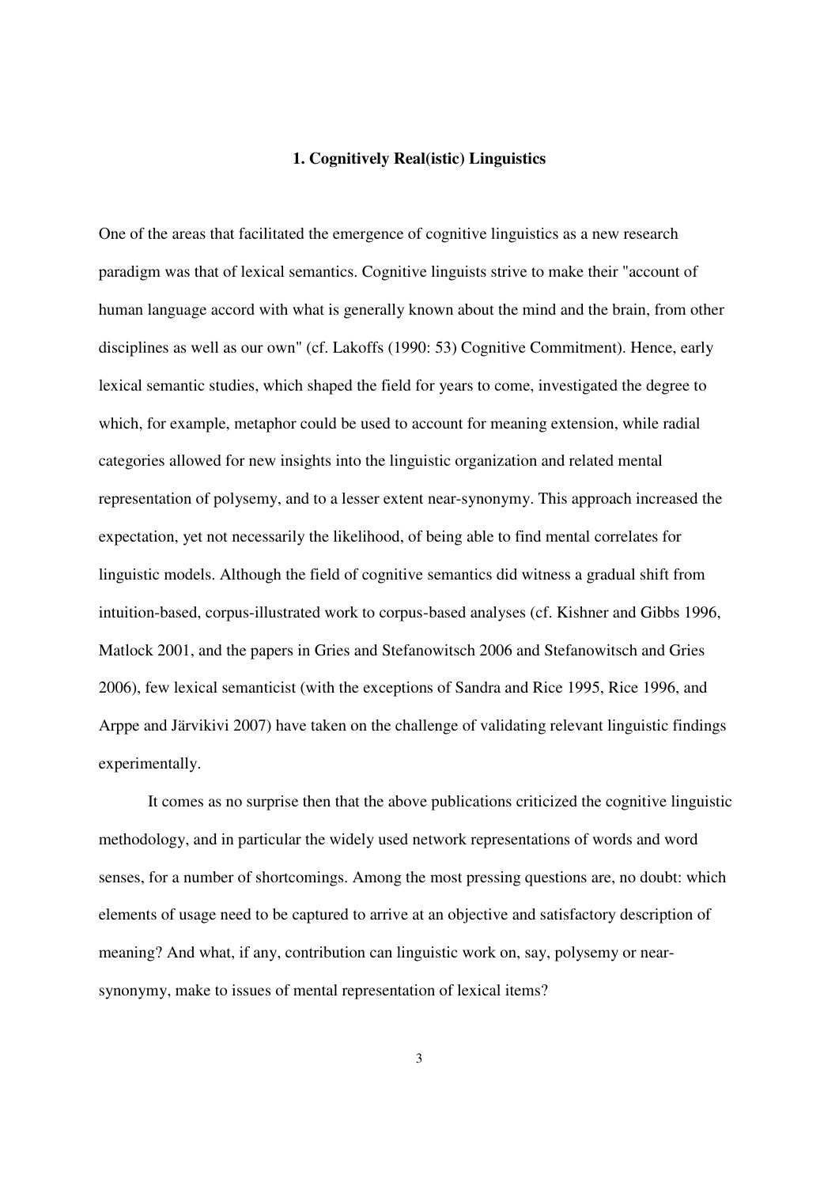## 1. Cognitively Real(istic) Linguistics

One of the areas that facilitated the emergence of cognitive linguistics as a new research paradigm was that of lexical semantics. Cognitive linguists strive to make their "account of human language accord with what is generally known about the mind and the brain, from other disciplines as well as our own" (cf. Lakoffs (1990: 53) Cognitive Commitment). Hence, early lexical semantic studies, which shaped the field for years to come, investigated the degree to which, for example, metaphor could be used to account for meaning extension, while radial categories allowed for new insights into the linguistic organization and related mental representation of polysemy, and to a lesser extent near-synonymy. This approach increased the expectation, yet not necessarily the likelihood, of being able to find mental correlates for linguistic models. Although the field of cognitive semantics did witness a gradual shift from intuition-based, corpus-illustrated work to corpus-based analyses (cf. Kishner and Gibbs 1996, Matlock 2001, and the papers in Gries and Stefanowitsch 2006 and Stefanowitsch and Gries 2006), few lexical semanticist (with the exceptions of Sandra and Rice 1995, Rice 1996, and Arppe and Järvikivi 2007) have taken on the challenge of validating relevant linguistic findings experimentally.

It comes as no surprise then that the above publications criticized the cognitive linguistic methodology, and in particular the widely used network representations of words and word senses, for a number of shortcomings. Among the most pressing questions are, no doubt: which elements of usage need to be captured to arrive at an objective and satisfactory description of meaning? And what, if any, contribution can linguistic work on, say, polysemy or near-synonymy, make to issues of mental representation of lexical items?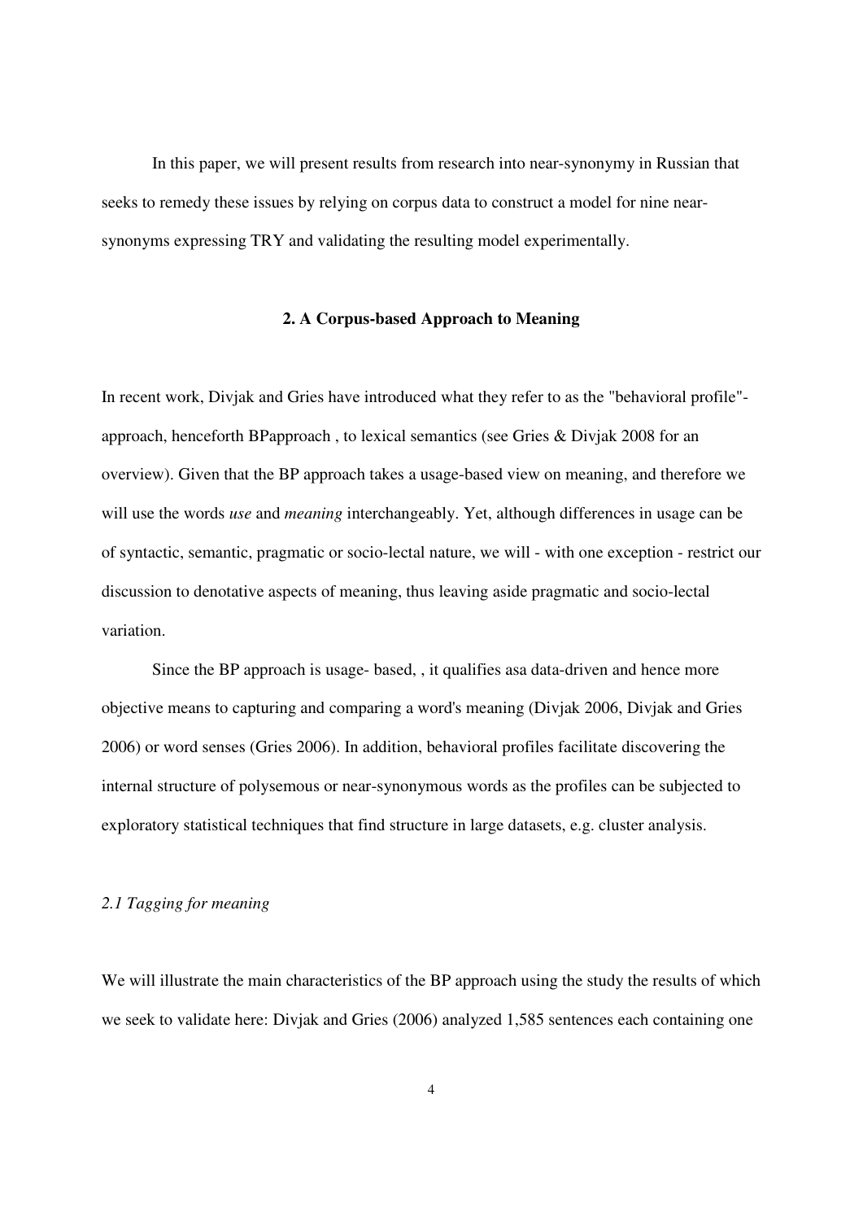In this paper, we will present results from research into near-synonymy in Russian that seeks to remedy these issues by relying on corpus data to construct a model for nine near-synonyms expressing TRY and validating the resulting model experimentally.

## 2. A Corpus-based Approach to Meaning

In recent work, Divjak and Gries have introduced what they refer to as the "behavioral profile"-approach, henceforth BPapproach , to lexical semantics (see Gries & Divjak 2008 for an overview). Given that the BP approach takes a usage-based view on meaning, and therefore we will use the words *use* and *meaning* interchangeably. Yet, although differences in usage can be of syntactic, semantic, pragmatic or socio-lectal nature, we will - with one exception - restrict our discussion to denotative aspects of meaning, thus leaving aside pragmatic and socio-lectal variation.

Since the BP approach is usage- based, , it qualifies asa data-driven and hence more objective means to capturing and comparing a word's meaning (Divjak 2006, Divjak and Gries 2006) or word senses (Gries 2006). In addition, behavioral profiles facilitate discovering the internal structure of polysemous or near-synonymous words as the profiles can be subjected to exploratory statistical techniques that find structure in large datasets, e.g. cluster analysis.

### *2.1 Tagging for meaning*

We will illustrate the main characteristics of the BP approach using the study the results of which we seek to validate here: Divjak and Gries (2006) analyzed 1,585 sentences each containing one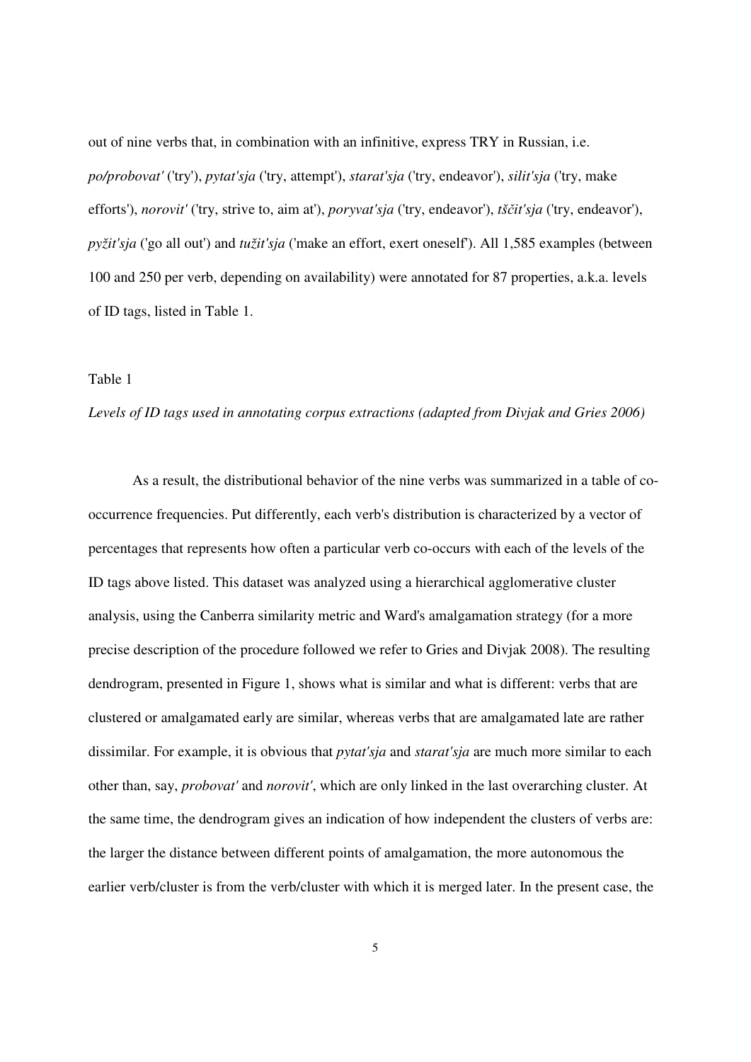out of nine verbs that, in combination with an infinitive, express TRY in Russian, i.e. *po/probovat'* ('try'), *pytat'sja* ('try, attempt'), *starat'sja* ('try, endeavor'), *silit'sja* ('try, make efforts'), *norovit'* ('try, strive to, aim at'), *poryvat'sja* ('try, endeavor'), *tščit'sja* ('try, endeavor'), *pyžit'sja* ('go all out') and *tužit'sja* ('make an effort, exert oneself'). All 1,585 examples (between 100 and 250 per verb, depending on availability) were annotated for 87 properties, a.k.a. levels of ID tags, listed in Table 1.

Table 1

*Levels of ID tags used in annotating corpus extractions (adapted from Divjak and Gries 2006)*

As a result, the distributional behavior of the nine verbs was summarized in a table of co-occurrence frequencies. Put differently, each verb's distribution is characterized by a vector of percentages that represents how often a particular verb co-occurs with each of the levels of the ID tags above listed. This dataset was analyzed using a hierarchical agglomerative cluster analysis, using the Canberra similarity metric and Ward's amalgamation strategy (for a more precise description of the procedure followed we refer to Gries and Divjak 2008). The resulting dendrogram, presented in Figure 1, shows what is similar and what is different: verbs that are clustered or amalgamated early are similar, whereas verbs that are amalgamated late are rather dissimilar. For example, it is obvious that *pytat'sja* and *starat'sja* are much more similar to each other than, say, *probovat'* and *norovit'*, which are only linked in the last overarching cluster. At the same time, the dendrogram gives an indication of how independent the clusters of verbs are: the larger the distance between different points of amalgamation, the more autonomous the earlier verb/cluster is from the verb/cluster with which it is merged later. In the present case, the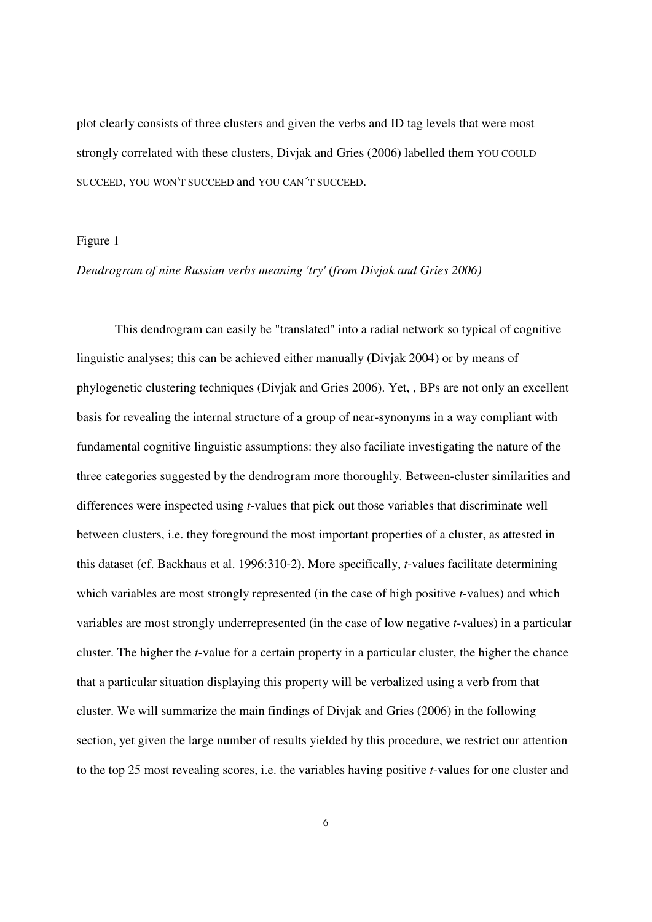plot clearly consists of three clusters and given the verbs and ID tag levels that were most strongly correlated with these clusters, Divjak and Gries (2006) labelled them YOU COULD SUCCEED, YOU WON'T SUCCEED and YOU CAN´T SUCCEED.

Figure 1

*Dendrogram of nine Russian verbs meaning 'try' (from Divjak and Gries 2006)*

This dendrogram can easily be "translated" into a radial network so typical of cognitive linguistic analyses; this can be achieved either manually (Divjak 2004) or by means of phylogenetic clustering techniques (Divjak and Gries 2006). Yet, , BPs are not only an excellent basis for revealing the internal structure of a group of near-synonyms in a way compliant with fundamental cognitive linguistic assumptions: they also faciliate investigating the nature of the three categories suggested by the dendrogram more thoroughly. Between-cluster similarities and differences were inspected using *t*-values that pick out those variables that discriminate well between clusters, i.e. they foreground the most important properties of a cluster, as attested in this dataset (cf. Backhaus et al. 1996:310-2). More specifically, *t*-values facilitate determining which variables are most strongly represented (in the case of high positive *t*-values) and which variables are most strongly underrepresented (in the case of low negative *t*-values) in a particular cluster. The higher the *t*-value for a certain property in a particular cluster, the higher the chance that a particular situation displaying this property will be verbalized using a verb from that cluster. We will summarize the main findings of Divjak and Gries (2006) in the following section, yet given the large number of results yielded by this procedure, we restrict our attention to the top 25 most revealing scores, i.e. the variables having positive *t*-values for one cluster and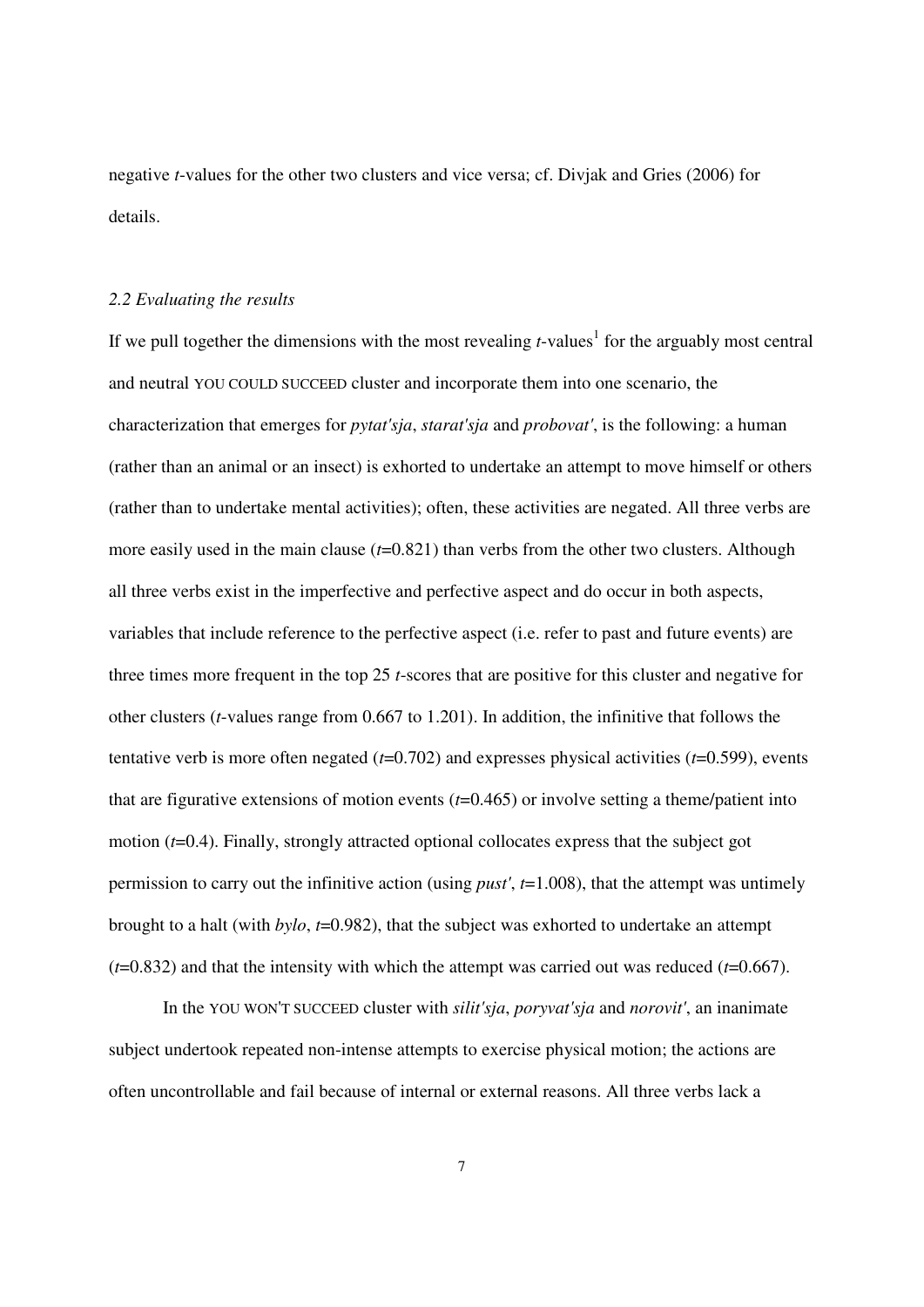negative *t*-values for the other two clusters and vice versa; cf. Divjak and Gries (2006) for details.

### *2.2 Evaluating the results*

If we pull together the dimensions with the most revealing *t*-values[1] for the arguably most central and neutral YOU COULD SUCCEED cluster and incorporate them into one scenario, the characterization that emerges for *pytat'sja*, *starat'sja* and *probovat'*, is the following: a human (rather than an animal or an insect) is exhorted to undertake an attempt to move himself or others (rather than to undertake mental activities); often, these activities are negated. All three verbs are more easily used in the main clause ($t$=0.821) than verbs from the other two clusters. Although all three verbs exist in the imperfective and perfective aspect and do occur in both aspects, variables that include reference to the perfective aspect (i.e. refer to past and future events) are three times more frequent in the top 25 *t*-scores that are positive for this cluster and negative for other clusters (*t*-values range from 0.667 to 1.201). In addition, the infinitive that follows the tentative verb is more often negated ($t$=0.702) and expresses physical activities ($t$=0.599), events that are figurative extensions of motion events ($t$=0.465) or involve setting a theme/patient into motion ($t$=0.4). Finally, strongly attracted optional collocates express that the subject got permission to carry out the infinitive action (using *pust'*, $t$=1.008), that the attempt was untimely brought to a halt (with *bylo*, $t$=0.982), that the subject was exhorted to undertake an attempt ($t$=0.832) and that the intensity with which the attempt was carried out was reduced ($t$=0.667).

In the YOU WON'T SUCCEED cluster with *silit'sja*, *poryvat'sja* and *norovit'*, an inanimate subject undertook repeated non-intense attempts to exercise physical motion; the actions are often uncontrollable and fail because of internal or external reasons. All three verbs lack a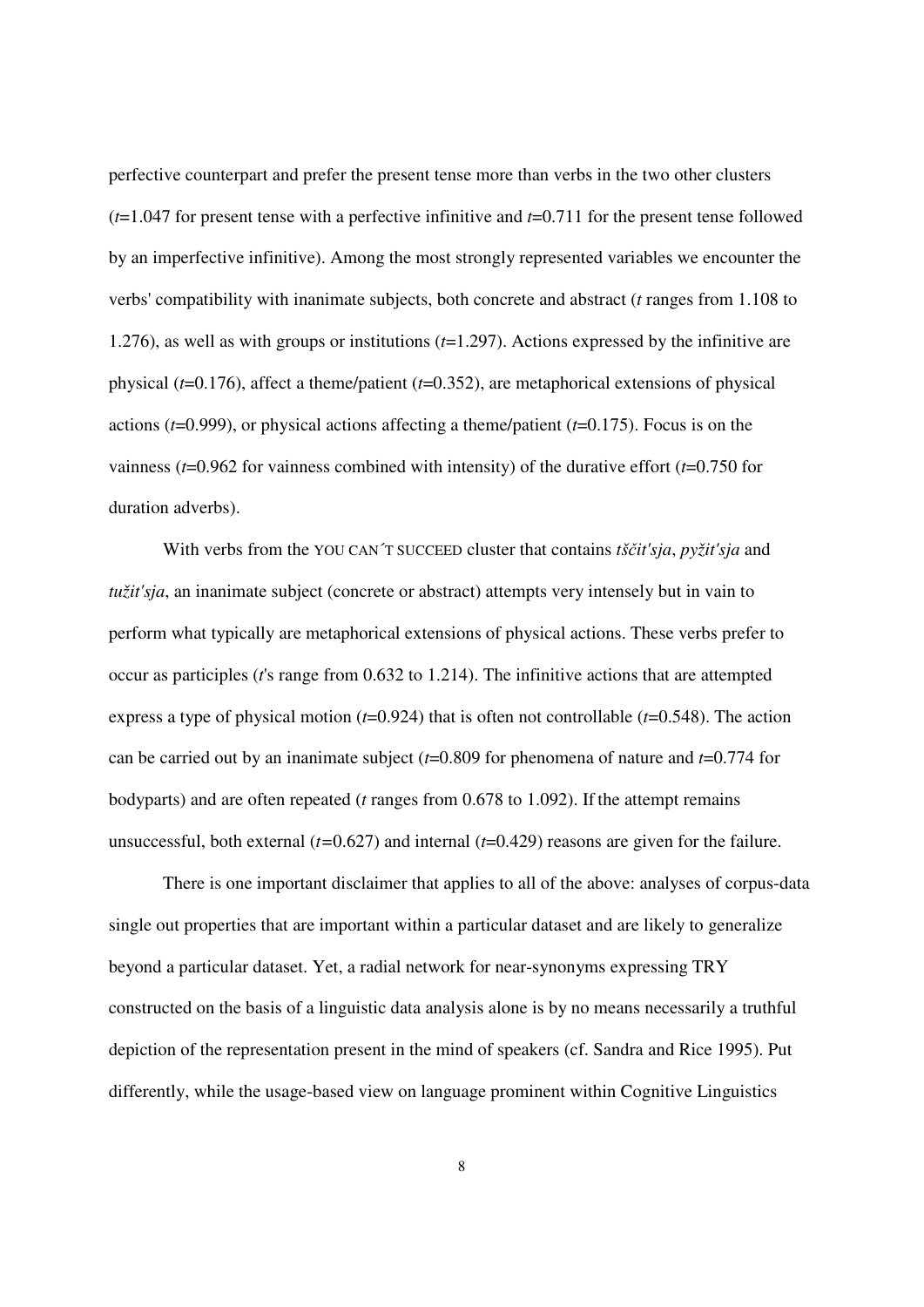perfective counterpart and prefer the present tense more than verbs in the two other clusters ($t$=1.047 for present tense with a perfective infinitive and $t$=0.711 for the present tense followed by an imperfective infinitive). Among the most strongly represented variables we encounter the verbs' compatibility with inanimate subjects, both concrete and abstract ($t$ ranges from 1.108 to 1.276), as well as with groups or institutions ($t$=1.297). Actions expressed by the infinitive are physical ($t$=0.176), affect a theme/patient ($t$=0.352), are metaphorical extensions of physical actions ($t$=0.999), or physical actions affecting a theme/patient ($t$=0.175). Focus is on the vainness ($t$=0.962 for vainness combined with intensity) of the durative effort ($t$=0.750 for duration adverbs).

With verbs from the YOU CAN´T SUCCEED cluster that contains *tščit'sja*, *pyžit'sja* and *tužit'sja*, an inanimate subject (concrete or abstract) attempts very intensely but in vain to perform what typically are metaphorical extensions of physical actions. These verbs prefer to occur as participles ($t$'s range from 0.632 to 1.214). The infinitive actions that are attempted express a type of physical motion ($t$=0.924) that is often not controllable ($t$=0.548). The action can be carried out by an inanimate subject ($t$=0.809 for phenomena of nature and $t$=0.774 for bodyparts) and are often repeated ($t$ ranges from 0.678 to 1.092). If the attempt remains unsuccessful, both external ($t$=0.627) and internal ($t$=0.429) reasons are given for the failure.

There is one important disclaimer that applies to all of the above: analyses of corpus-data single out properties that are important within a particular dataset and are likely to generalize beyond a particular dataset. Yet, a radial network for near-synonyms expressing TRY constructed on the basis of a linguistic data analysis alone is by no means necessarily a truthful depiction of the representation present in the mind of speakers (cf. Sandra and Rice 1995). Put differently, while the usage-based view on language prominent within Cognitive Linguistics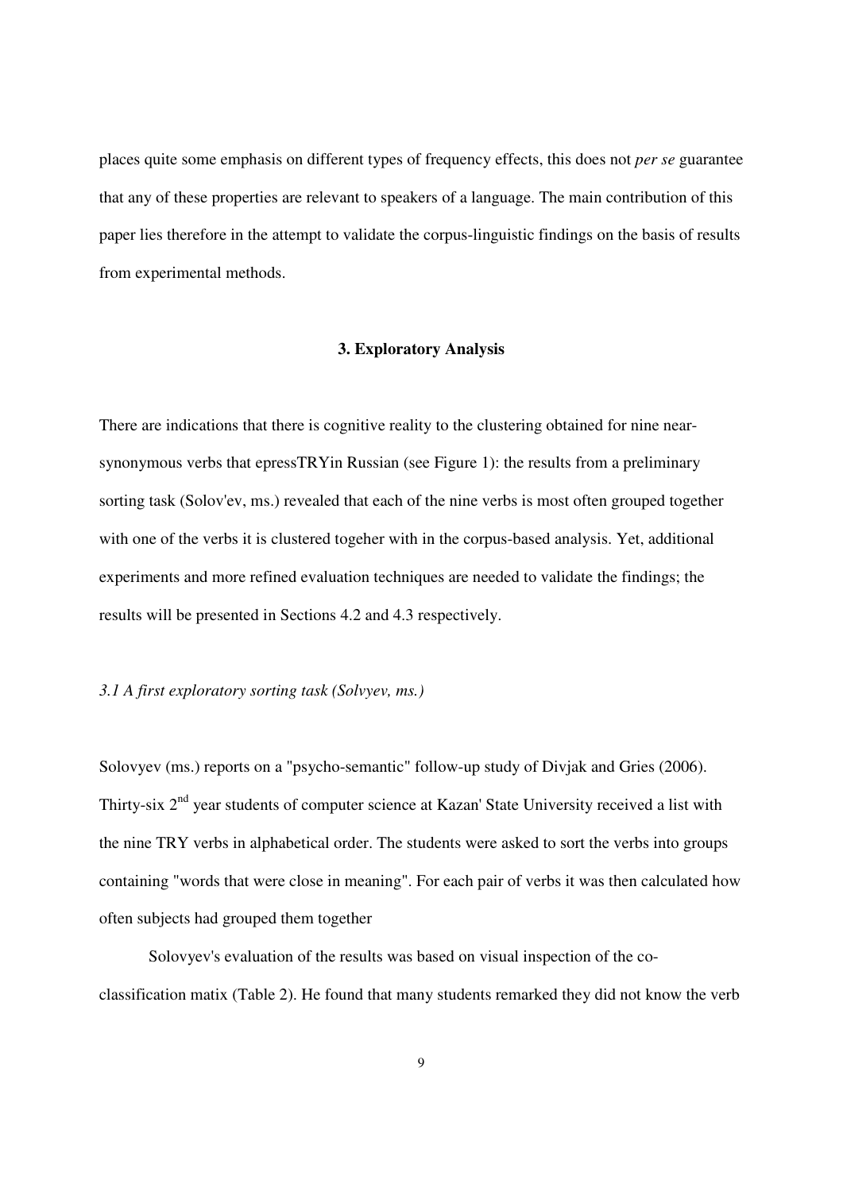places quite some emphasis on different types of frequency effects, this does not *per se* guarantee that any of these properties are relevant to speakers of a language. The main contribution of this paper lies therefore in the attempt to validate the corpus-linguistic findings on the basis of results from experimental methods.

## 3. Exploratory Analysis

There are indications that there is cognitive reality to the clustering obtained for nine near-synonymous verbs that epressTRYin Russian (see Figure 1): the results from a preliminary sorting task (Solov'ev, ms.) revealed that each of the nine verbs is most often grouped together with one of the verbs it is clustered togeher with in the corpus-based analysis. Yet, additional experiments and more refined evaluation techniques are needed to validate the findings; the results will be presented in Sections 4.2 and 4.3 respectively.

### *3.1 A first exploratory sorting task (Solvyev, ms.)*

Solovyev (ms.) reports on a "psycho-semantic" follow-up study of Divjak and Gries (2006). Thirty-six 2nd year students of computer science at Kazan' State University received a list with the nine TRY verbs in alphabetical order. The students were asked to sort the verbs into groups containing "words that were close in meaning". For each pair of verbs it was then calculated how often subjects had grouped them together

Solovyev's evaluation of the results was based on visual inspection of the co-classification matix (Table 2). He found that many students remarked they did not know the verb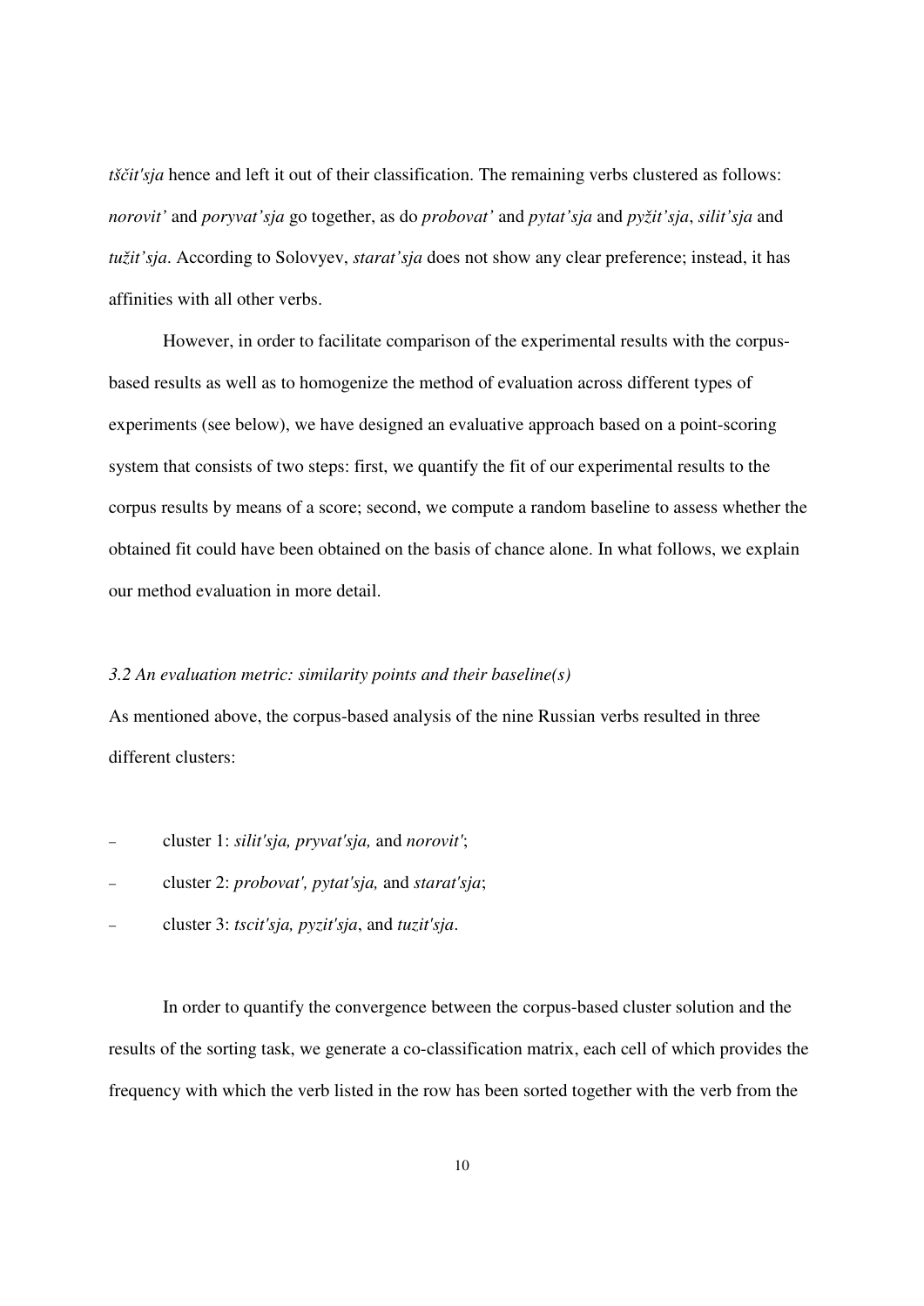*tščit'sja* hence and left it out of their classification. The remaining verbs clustered as follows: *norovit'* and *poryvat'sja* go together, as do *probovat'* and *pytat'sja* and *pyžit'sja*, *silit'sja* and *tužit'sja*. According to Solovyev, *starat'sja* does not show any clear preference; instead, it has affinities with all other verbs.

However, in order to facilitate comparison of the experimental results with the corpus-based results as well as to homogenize the method of evaluation across different types of experiments (see below), we have designed an evaluative approach based on a point-scoring system that consists of two steps: first, we quantify the fit of our experimental results to the corpus results by means of a score; second, we compute a random baseline to assess whether the obtained fit could have been obtained on the basis of chance alone. In what follows, we explain our method evaluation in more detail.

### *3.2 An evaluation metric: similarity points and their baseline(s)*

As mentioned above, the corpus-based analysis of the nine Russian verbs resulted in three different clusters:

- cluster 1: *silit'sja, pryvat'sja,* and *norovit'*;
- cluster 2: *probovat', pytat'sja,* and *starat'sja*;
- cluster 3: *tscit'sja, pyzit'sja*, and *tuzit'sja*.

In order to quantify the convergence between the corpus-based cluster solution and the results of the sorting task, we generate a co-classification matrix, each cell of which provides the frequency with which the verb listed in the row has been sorted together with the verb from the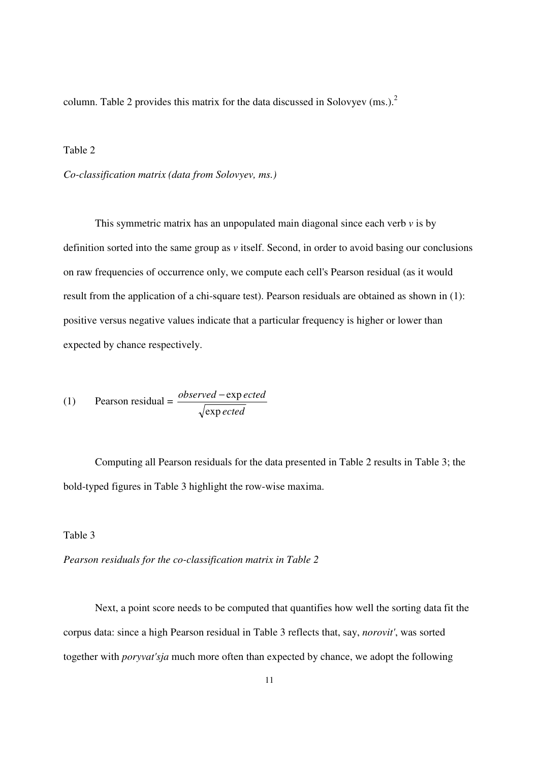column. Table 2 provides this matrix for the data discussed in Solovyev (ms.).[2]

Table 2

*Co-classification matrix (data from Solovyev, ms.)*

This symmetric matrix has an unpopulated main diagonal since each verb *v* is by definition sorted into the same group as *v* itself. Second, in order to avoid basing our conclusions on raw frequencies of occurrence only, we compute each cell's Pearson residual (as it would result from the application of a chi-square test). Pearson residuals are obtained as shown in (1): positive versus negative values indicate that a particular frequency is higher or lower than expected by chance respectively.

$$\text{(1)} \qquad \text{Pearson residual} = \frac{observed - expected}{\sqrt{expected}}$$

Computing all Pearson residuals for the data presented in Table 2 results in Table 3; the bold-typed figures in Table 3 highlight the row-wise maxima.

Table 3

*Pearson residuals for the co-classification matrix in Table 2*

Next, a point score needs to be computed that quantifies how well the sorting data fit the corpus data: since a high Pearson residual in Table 3 reflects that, say, *norovit'*, was sorted together with *poryvat'sja* much more often than expected by chance, we adopt the following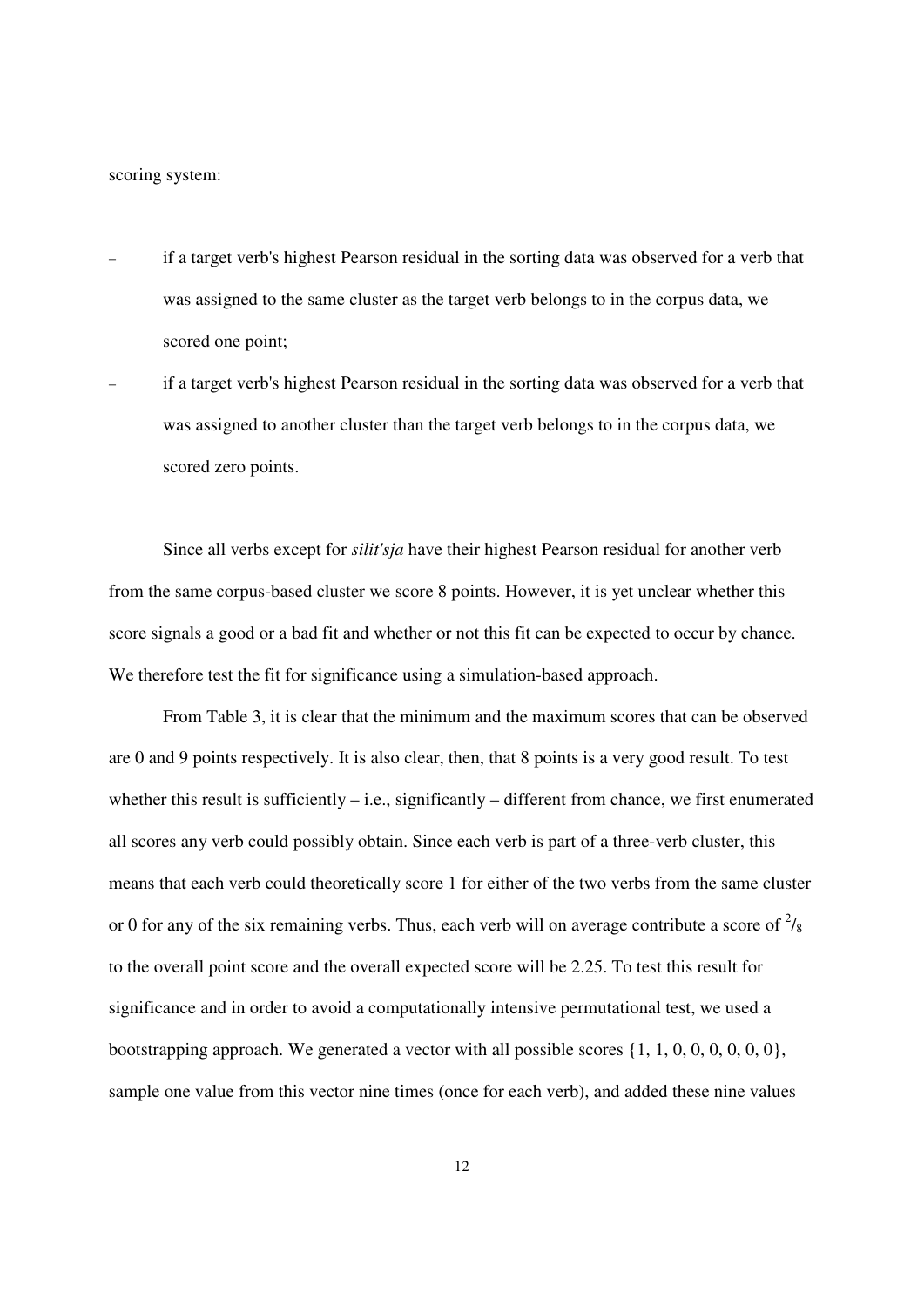scoring system:

- if a target verb's highest Pearson residual in the sorting data was observed for a verb that was assigned to the same cluster as the target verb belongs to in the corpus data, we scored one point;
- if a target verb's highest Pearson residual in the sorting data was observed for a verb that was assigned to another cluster than the target verb belongs to in the corpus data, we scored zero points.

Since all verbs except for *silit'sja* have their highest Pearson residual for another verb from the same corpus-based cluster we score 8 points. However, it is yet unclear whether this score signals a good or a bad fit and whether or not this fit can be expected to occur by chance. We therefore test the fit for significance using a simulation-based approach.

From Table 3, it is clear that the minimum and the maximum scores that can be observed are 0 and 9 points respectively. It is also clear, then, that 8 points is a very good result. To test whether this result is sufficiently – i.e., significantly – different from chance, we first enumerated all scores any verb could possibly obtain. Since each verb is part of a three-verb cluster, this means that each verb could theoretically score 1 for either of the two verbs from the same cluster or 0 for any of the six remaining verbs. Thus, each verb will on average contribute a score of $^{2}/_{8}$ to the overall point score and the overall expected score will be 2.25. To test this result for significance and in order to avoid a computationally intensive permutational test, we used a bootstrapping approach. We generated a vector with all possible scores {1, 1, 0, 0, 0, 0, 0, 0}, sample one value from this vector nine times (once for each verb), and added these nine values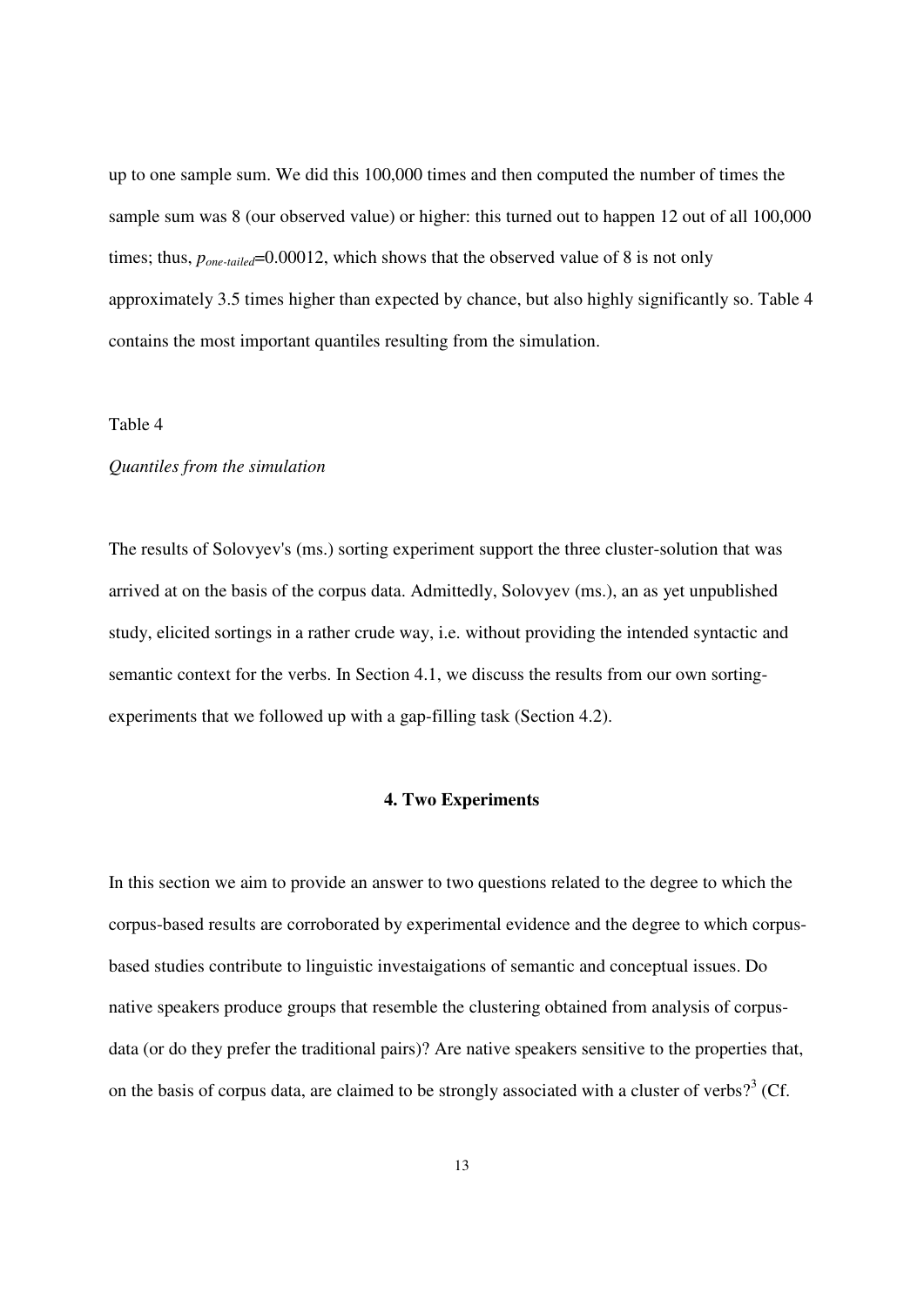up to one sample sum. We did this 100,000 times and then computed the number of times the sample sum was 8 (our observed value) or higher: this turned out to happen 12 out of all 100,000 times; thus, $p_{one\text{-}tailed}$=0.00012, which shows that the observed value of 8 is not only approximately 3.5 times higher than expected by chance, but also highly significantly so. Table 4 contains the most important quantiles resulting from the simulation.

Table 4

*Quantiles from the simulation*

The results of Solovyev's (ms.) sorting experiment support the three cluster-solution that was arrived at on the basis of the corpus data. Admittedly, Solovyev (ms.), an as yet unpublished study, elicited sortings in a rather crude way, i.e. without providing the intended syntactic and semantic context for the verbs. In Section 4.1, we discuss the results from our own sorting-experiments that we followed up with a gap-filling task (Section 4.2).

## 4. Two Experiments

In this section we aim to provide an answer to two questions related to the degree to which the corpus-based results are corroborated by experimental evidence and the degree to which corpus-based studies contribute to linguistic investaigations of semantic and conceptual issues. Do native speakers produce groups that resemble the clustering obtained from analysis of corpus-data (or do they prefer the traditional pairs)? Are native speakers sensitive to the properties that, on the basis of corpus data, are claimed to be strongly associated with a cluster of verbs?[3] (Cf.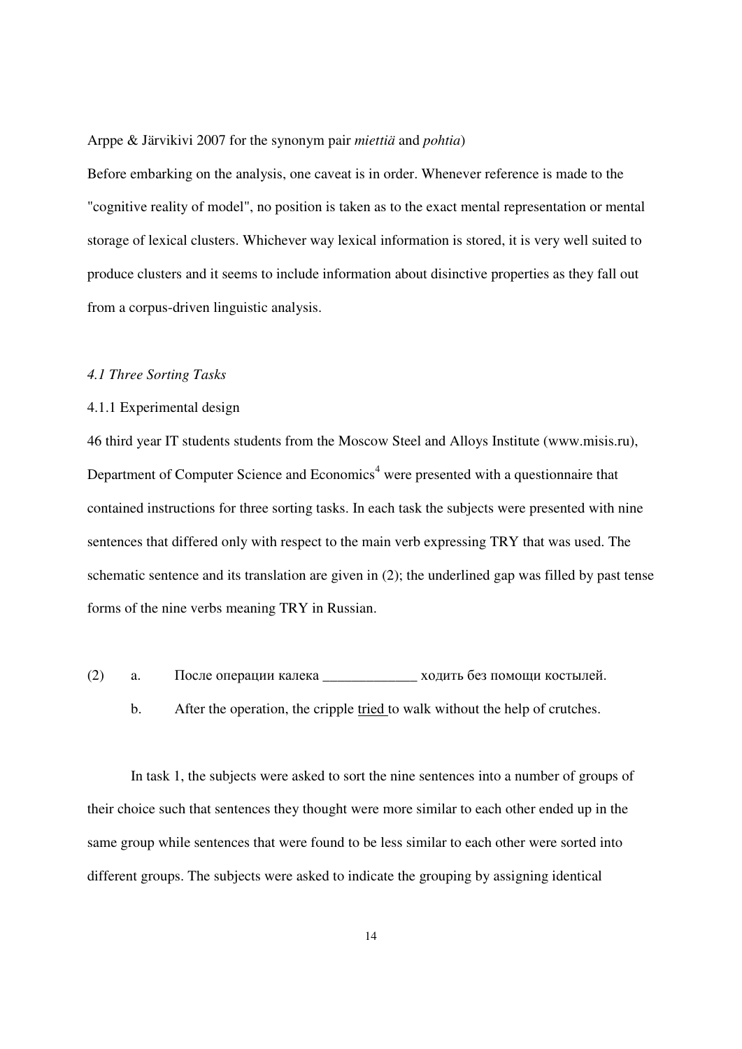Arppe & Järvikivi 2007 for the synonym pair *miettiä* and *pohtia*)

Before embarking on the analysis, one caveat is in order. Whenever reference is made to the "cognitive reality of model", no position is taken as to the exact mental representation or mental storage of lexical clusters. Whichever way lexical information is stored, it is very well suited to produce clusters and it seems to include information about disinctive properties as they fall out from a corpus-driven linguistic analysis.

### *4.1 Three Sorting Tasks*

#### 4.1.1 Experimental design

46 third year IT students students from the Moscow Steel and Alloys Institute (www.misis.ru), Department of Computer Science and Economics[4] were presented with a questionnaire that contained instructions for three sorting tasks. In each task the subjects were presented with nine sentences that differed only with respect to the main verb expressing TRY that was used. The schematic sentence and its translation are given in (2); the underlined gap was filled by past tense forms of the nine verbs meaning TRY in Russian.

(2) a. После операции калека _____________ ходить без помощи костылей.

b. After the operation, the cripple tried to walk without the help of crutches.

In task 1, the subjects were asked to sort the nine sentences into a number of groups of their choice such that sentences they thought were more similar to each other ended up in the same group while sentences that were found to be less similar to each other were sorted into different groups. The subjects were asked to indicate the grouping by assigning identical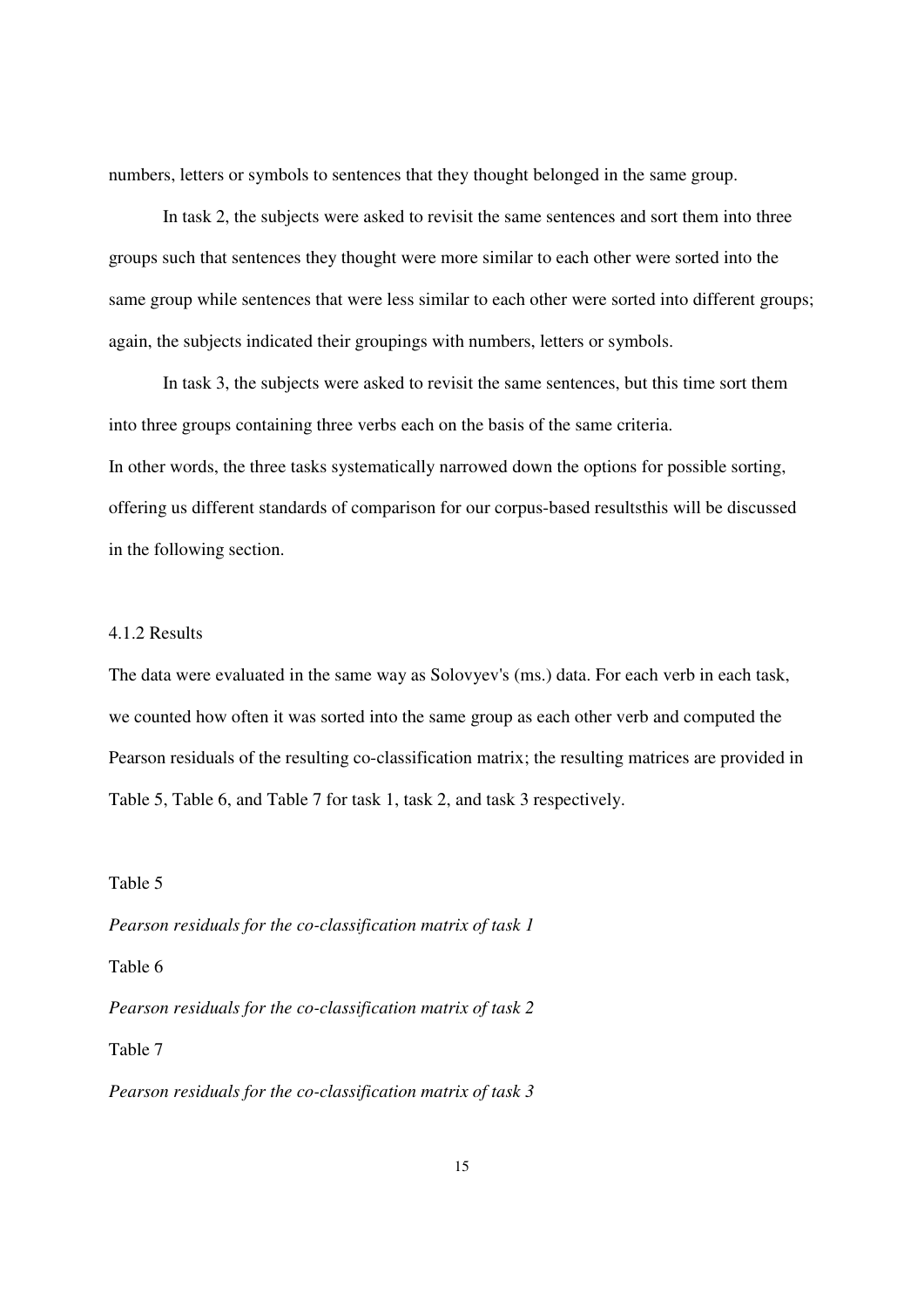numbers, letters or symbols to sentences that they thought belonged in the same group.

In task 2, the subjects were asked to revisit the same sentences and sort them into three groups such that sentences they thought were more similar to each other were sorted into the same group while sentences that were less similar to each other were sorted into different groups; again, the subjects indicated their groupings with numbers, letters or symbols.

In task 3, the subjects were asked to revisit the same sentences, but this time sort them into three groups containing three verbs each on the basis of the same criteria.

In other words, the three tasks systematically narrowed down the options for possible sorting, offering us different standards of comparison for our corpus-based resultsthis will be discussed in the following section.

#### 4.1.2 Results

The data were evaluated in the same way as Solovyev's (ms.) data. For each verb in each task, we counted how often it was sorted into the same group as each other verb and computed the Pearson residuals of the resulting co-classification matrix; the resulting matrices are provided in Table 5, Table 6, and Table 7 for task 1, task 2, and task 3 respectively.

Table 5

*Pearson residuals for the co-classification matrix of task 1*

Table 6

*Pearson residuals for the co-classification matrix of task 2*

Table 7

*Pearson residuals for the co-classification matrix of task 3*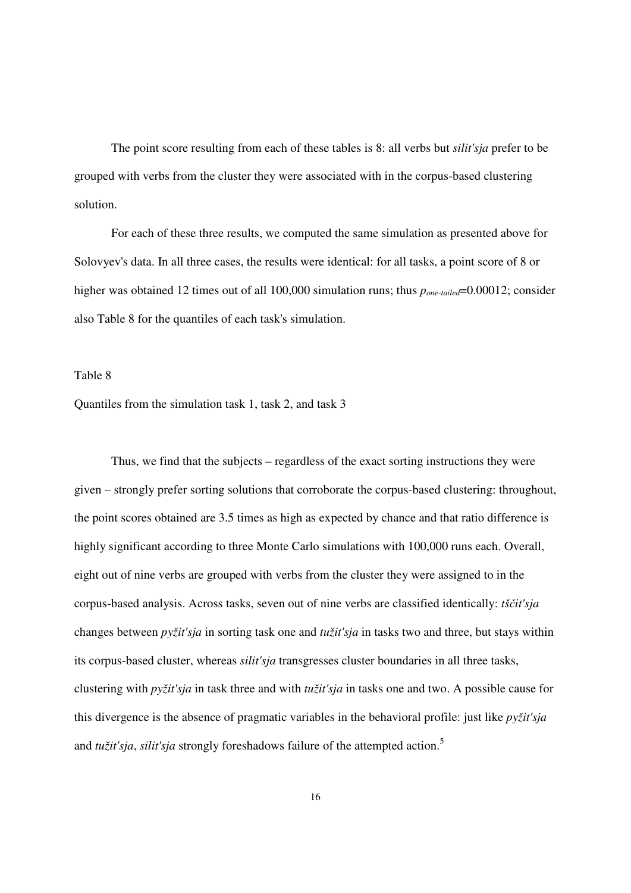The point score resulting from each of these tables is 8: all verbs but *silit'sja* prefer to be grouped with verbs from the cluster they were associated with in the corpus-based clustering solution.

For each of these three results, we computed the same simulation as presented above for Solovyev's data. In all three cases, the results were identical: for all tasks, a point score of 8 or higher was obtained 12 times out of all 100,000 simulation runs; thus $p_{one\text{-}tailed}$=0.00012; consider also Table 8 for the quantiles of each task's simulation.

Table 8

Quantiles from the simulation task 1, task 2, and task 3

Thus, we find that the subjects – regardless of the exact sorting instructions they were given – strongly prefer sorting solutions that corroborate the corpus-based clustering: throughout, the point scores obtained are 3.5 times as high as expected by chance and that ratio difference is highly significant according to three Monte Carlo simulations with 100,000 runs each. Overall, eight out of nine verbs are grouped with verbs from the cluster they were assigned to in the corpus-based analysis. Across tasks, seven out of nine verbs are classified identically: *tščit'sja* changes between *pyžit'sja* in sorting task one and *tužit'sja* in tasks two and three, but stays within its corpus-based cluster, whereas *silit'sja* transgresses cluster boundaries in all three tasks, clustering with *pyžit'sja* in task three and with *tužit'sja* in tasks one and two. A possible cause for this divergence is the absence of pragmatic variables in the behavioral profile: just like *pyžit'sja* and *tužit'sja*, *silit'sja* strongly foreshadows failure of the attempted action.[5]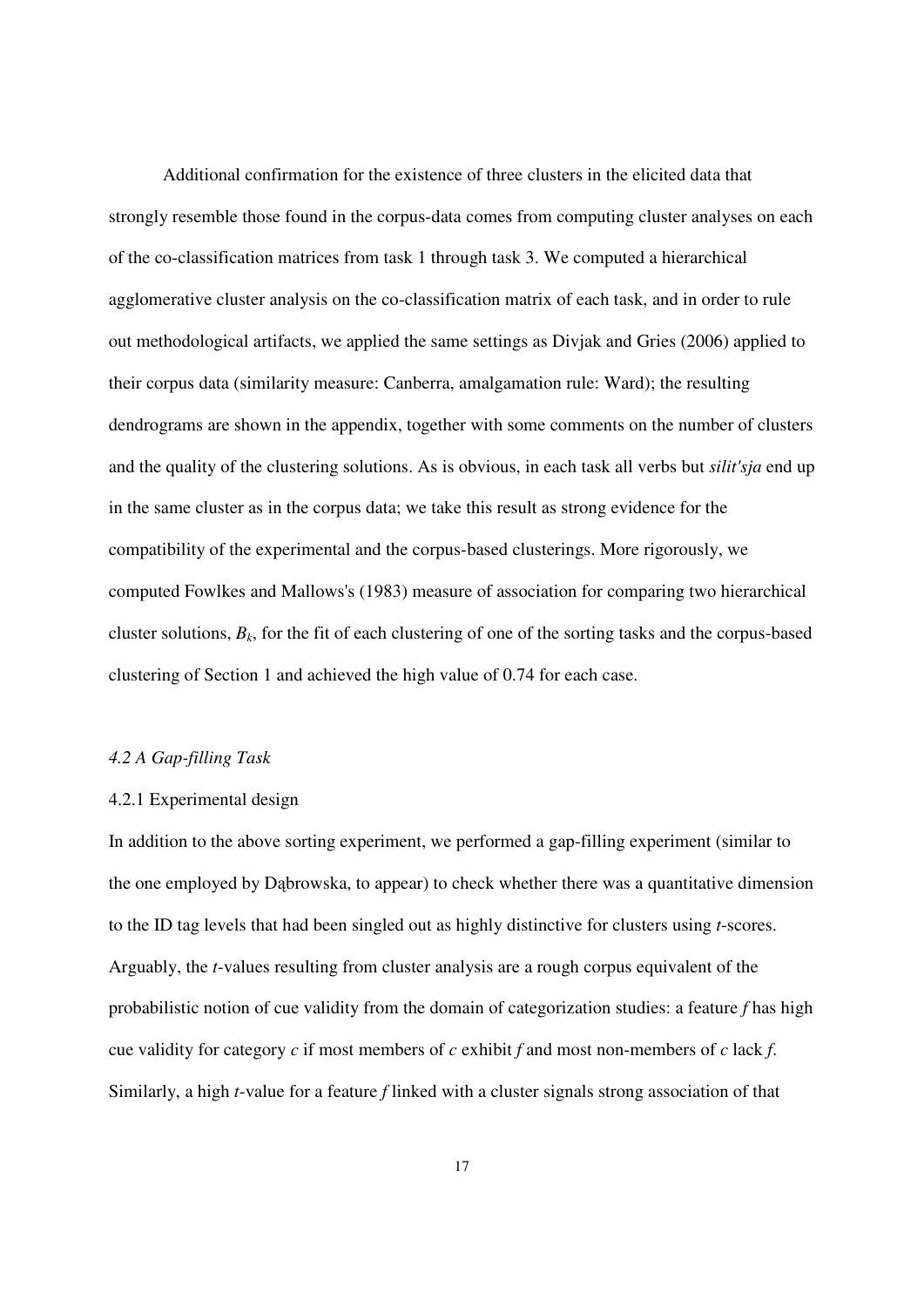Additional confirmation for the existence of three clusters in the elicited data that strongly resemble those found in the corpus-data comes from computing cluster analyses on each of the co-classification matrices from task 1 through task 3. We computed a hierarchical agglomerative cluster analysis on the co-classification matrix of each task, and in order to rule out methodological artifacts, we applied the same settings as Divjak and Gries (2006) applied to their corpus data (similarity measure: Canberra, amalgamation rule: Ward); the resulting dendrograms are shown in the appendix, together with some comments on the number of clusters and the quality of the clustering solutions. As is obvious, in each task all verbs but *silit'sja* end up in the same cluster as in the corpus data; we take this result as strong evidence for the compatibility of the experimental and the corpus-based clusterings. More rigorously, we computed Fowlkes and Mallows's (1983) measure of association for comparing two hierarchical cluster solutions, $B_k$, for the fit of each clustering of one of the sorting tasks and the corpus-based clustering of Section 1 and achieved the high value of 0.74 for each case.

### *4.2 A Gap-filling Task*

#### 4.2.1 Experimental design

In addition to the above sorting experiment, we performed a gap-filling experiment (similar to the one employed by Dąbrowska, to appear) to check whether there was a quantitative dimension to the ID tag levels that had been singled out as highly distinctive for clusters using *t*-scores. Arguably, the *t*-values resulting from cluster analysis are a rough corpus equivalent of the probabilistic notion of cue validity from the domain of categorization studies: a feature *f* has high cue validity for category *c* if most members of *c* exhibit *f* and most non-members of *c* lack *f*. Similarly, a high *t*-value for a feature *f* linked with a cluster signals strong association of that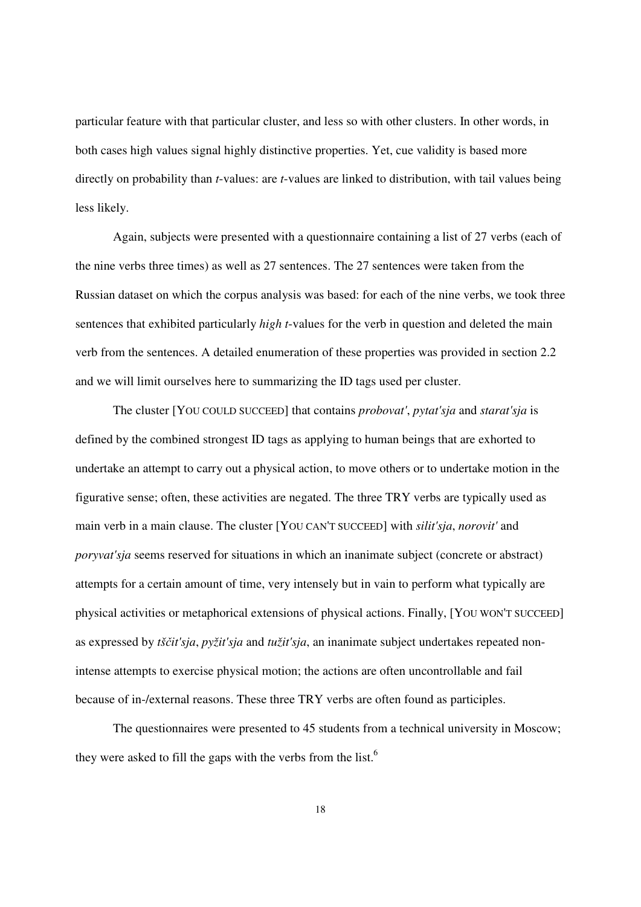particular feature with that particular cluster, and less so with other clusters. In other words, in both cases high values signal highly distinctive properties. Yet, cue validity is based more directly on probability than *t*-values: are *t*-values are linked to distribution, with tail values being less likely.

Again, subjects were presented with a questionnaire containing a list of 27 verbs (each of the nine verbs three times) as well as 27 sentences. The 27 sentences were taken from the Russian dataset on which the corpus analysis was based: for each of the nine verbs, we took three sentences that exhibited particularly *high t*-values for the verb in question and deleted the main verb from the sentences. A detailed enumeration of these properties was provided in section 2.2 and we will limit ourselves here to summarizing the ID tags used per cluster.

The cluster [YOU COULD SUCCEED] that contains *probovat'*, *pytat'sja* and *starat'sja* is defined by the combined strongest ID tags as applying to human beings that are exhorted to undertake an attempt to carry out a physical action, to move others or to undertake motion in the figurative sense; often, these activities are negated. The three TRY verbs are typically used as main verb in a main clause. The cluster [YOU CAN'T SUCCEED] with *silit'sja*, *norovit'* and *poryvat'sja* seems reserved for situations in which an inanimate subject (concrete or abstract) attempts for a certain amount of time, very intensely but in vain to perform what typically are physical activities or metaphorical extensions of physical actions. Finally, [YOU WON'T SUCCEED] as expressed by *tščit'sja*, *pyžit'sja* and *tužit'sja*, an inanimate subject undertakes repeated non-intense attempts to exercise physical motion; the actions are often uncontrollable and fail because of in-/external reasons. These three TRY verbs are often found as participles.

The questionnaires were presented to 45 students from a technical university in Moscow; they were asked to fill the gaps with the verbs from the list.[6]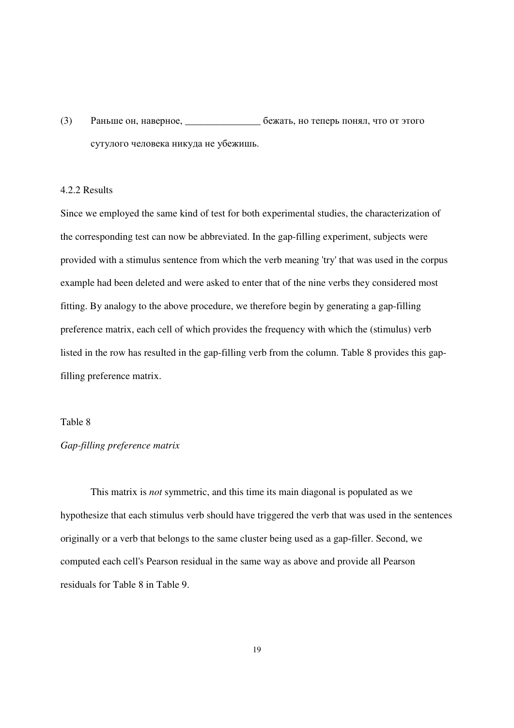(3) Раньше он, наверное, _______________ бежать, но теперь понял, что от этого сутулого человека никуда не убежишь.

4.2.2 Results

Since we employed the same kind of test for both experimental studies, the characterization of the corresponding test can now be abbreviated. In the gap-filling experiment, subjects were provided with a stimulus sentence from which the verb meaning 'try' that was used in the corpus example had been deleted and were asked to enter that of the nine verbs they considered most fitting. By analogy to the above procedure, we therefore begin by generating a gap-filling preference matrix, each cell of which provides the frequency with which the (stimulus) verb listed in the row has resulted in the gap-filling verb from the column. Table 8 provides this gap-filling preference matrix.

Table 8

*Gap-filling preference matrix*

This matrix is *not* symmetric, and this time its main diagonal is populated as we hypothesize that each stimulus verb should have triggered the verb that was used in the sentences originally or a verb that belongs to the same cluster being used as a gap-filler. Second, we computed each cell's Pearson residual in the same way as above and provide all Pearson residuals for Table 8 in Table 9.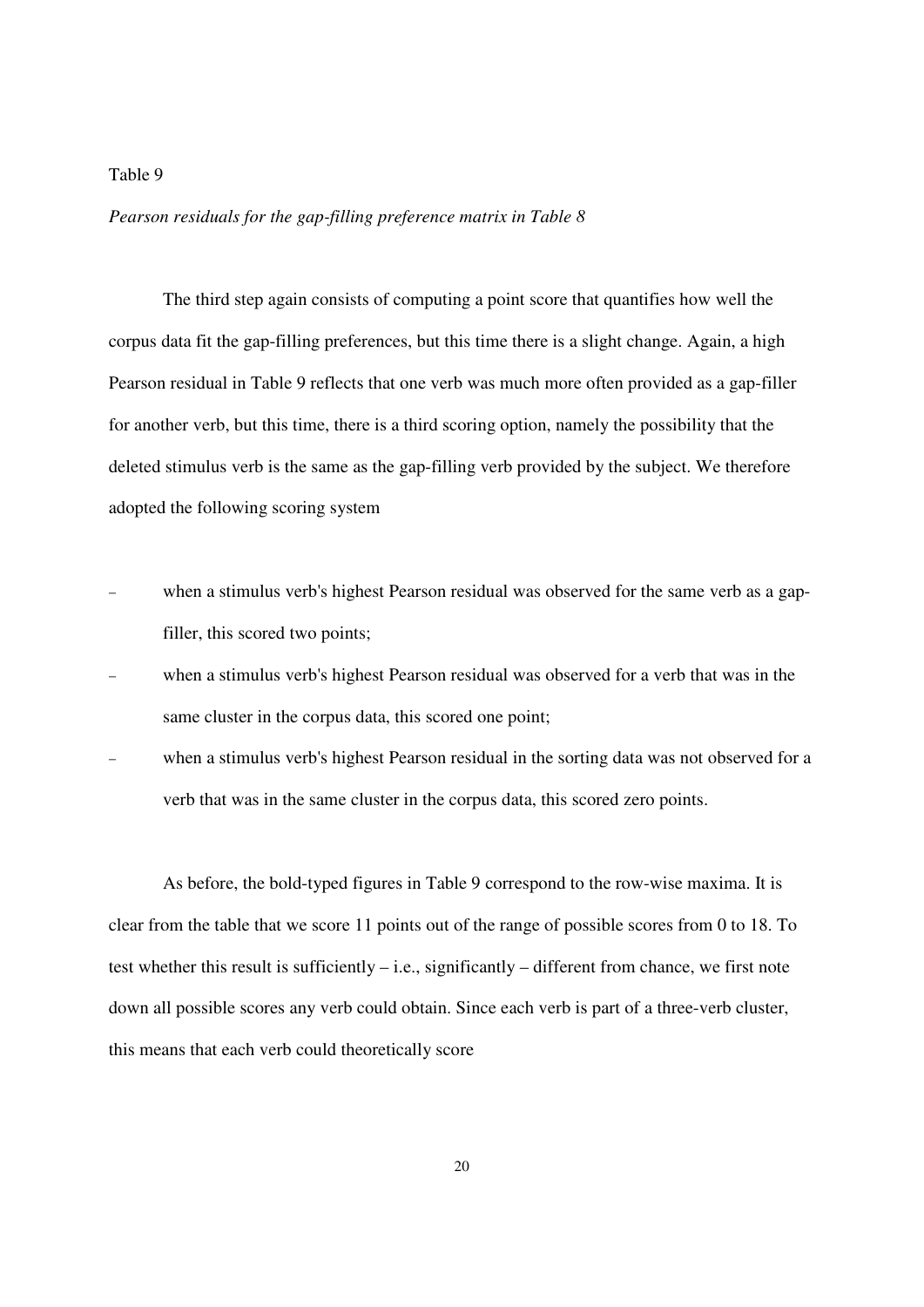Table 9

*Pearson residuals for the gap-filling preference matrix in Table 8*

The third step again consists of computing a point score that quantifies how well the corpus data fit the gap-filling preferences, but this time there is a slight change. Again, a high Pearson residual in Table 9 reflects that one verb was much more often provided as a gap-filler for another verb, but this time, there is a third scoring option, namely the possibility that the deleted stimulus verb is the same as the gap-filling verb provided by the subject. We therefore adopted the following scoring system

- when a stimulus verb's highest Pearson residual was observed for the same verb as a gap-filler, this scored two points;
- when a stimulus verb's highest Pearson residual was observed for a verb that was in the same cluster in the corpus data, this scored one point;
- when a stimulus verb's highest Pearson residual in the sorting data was not observed for a verb that was in the same cluster in the corpus data, this scored zero points.

As before, the bold-typed figures in Table 9 correspond to the row-wise maxima. It is clear from the table that we score 11 points out of the range of possible scores from 0 to 18. To test whether this result is sufficiently – i.e., significantly – different from chance, we first note down all possible scores any verb could obtain. Since each verb is part of a three-verb cluster, this means that each verb could theoretically score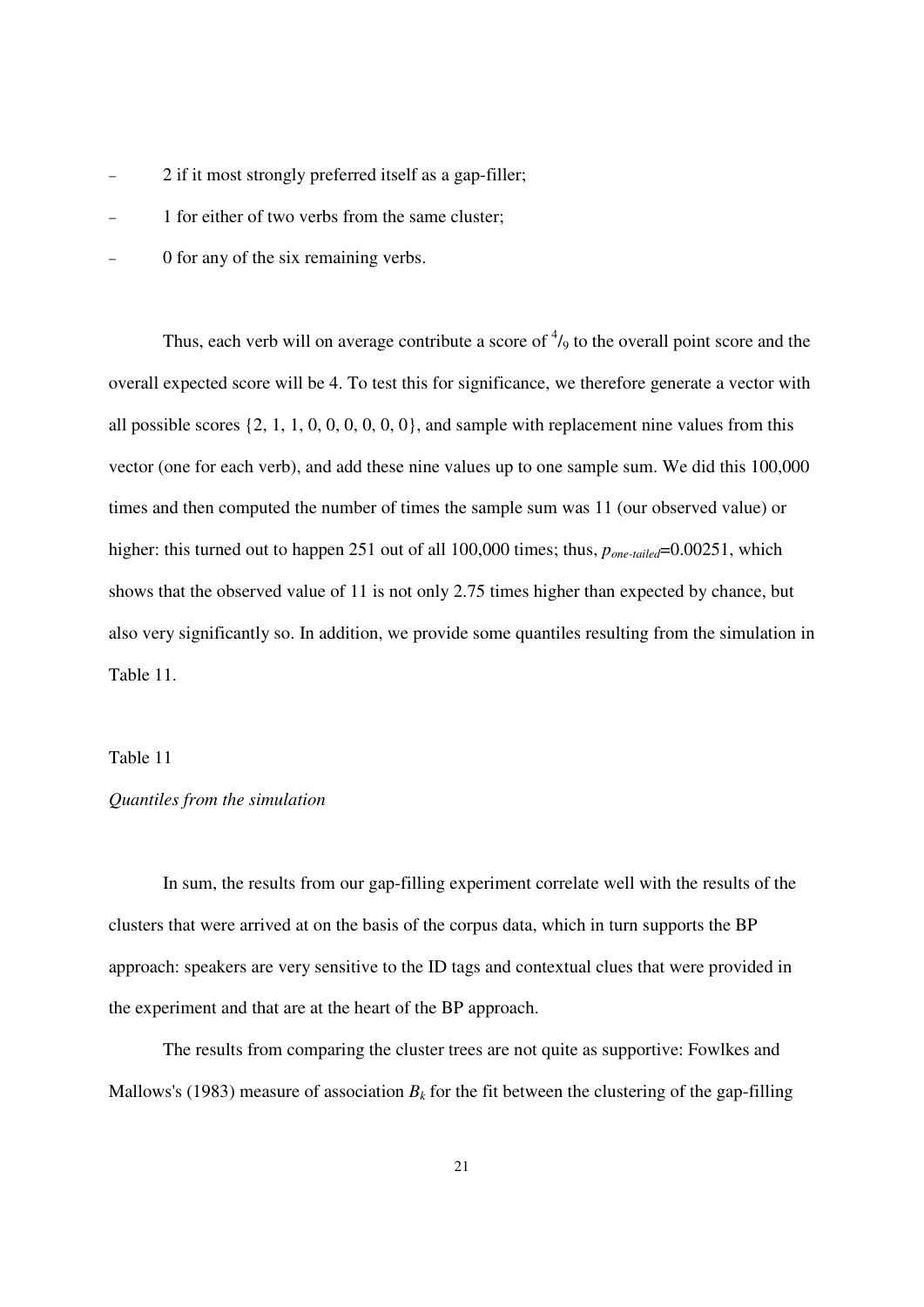- 2 if it most strongly preferred itself as a gap-filler;
- 1 for either of two verbs from the same cluster;
- 0 for any of the six remaining verbs.

Thus, each verb will on average contribute a score of $^4/_9$ to the overall point score and the overall expected score will be 4. To test this for significance, we therefore generate a vector with all possible scores {2, 1, 1, 0, 0, 0, 0, 0, 0}, and sample with replacement nine values from this vector (one for each verb), and add these nine values up to one sample sum. We did this 100,000 times and then computed the number of times the sample sum was 11 (our observed value) or higher: this turned out to happen 251 out of all 100,000 times; thus, $p_{one\text{-}tailed}$=0.00251, which shows that the observed value of 11 is not only 2.75 times higher than expected by chance, but also very significantly so. In addition, we provide some quantiles resulting from the simulation in Table 11.

Table 11

*Quantiles from the simulation*

In sum, the results from our gap-filling experiment correlate well with the results of the clusters that were arrived at on the basis of the corpus data, which in turn supports the BP approach: speakers are very sensitive to the ID tags and contextual clues that were provided in the experiment and that are at the heart of the BP approach.

The results from comparing the cluster trees are not quite as supportive: Fowlkes and Mallows's (1983) measure of association $B_k$ for the fit between the clustering of the gap-filling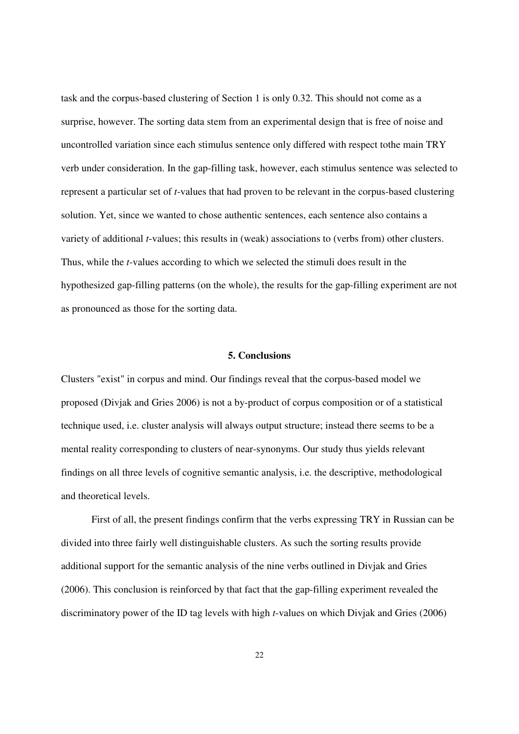task and the corpus-based clustering of Section 1 is only 0.32. This should not come as a surprise, however. The sorting data stem from an experimental design that is free of noise and uncontrolled variation since each stimulus sentence only differed with respect tothe main TRY verb under consideration. In the gap-filling task, however, each stimulus sentence was selected to represent a particular set of *t*-values that had proven to be relevant in the corpus-based clustering solution. Yet, since we wanted to chose authentic sentences, each sentence also contains a variety of additional *t*-values; this results in (weak) associations to (verbs from) other clusters. Thus, while the *t*-values according to which we selected the stimuli does result in the hypothesized gap-filling patterns (on the whole), the results for the gap-filling experiment are not as pronounced as those for the sorting data.

## 5. Conclusions

Clusters "exist" in corpus and mind. Our findings reveal that the corpus-based model we proposed (Divjak and Gries 2006) is not a by-product of corpus composition or of a statistical technique used, i.e. cluster analysis will always output structure; instead there seems to be a mental reality corresponding to clusters of near-synonyms. Our study thus yields relevant findings on all three levels of cognitive semantic analysis, i.e. the descriptive, methodological and theoretical levels.

First of all, the present findings confirm that the verbs expressing TRY in Russian can be divided into three fairly well distinguishable clusters. As such the sorting results provide additional support for the semantic analysis of the nine verbs outlined in Divjak and Gries (2006). This conclusion is reinforced by that fact that the gap-filling experiment revealed the discriminatory power of the ID tag levels with high *t*-values on which Divjak and Gries (2006)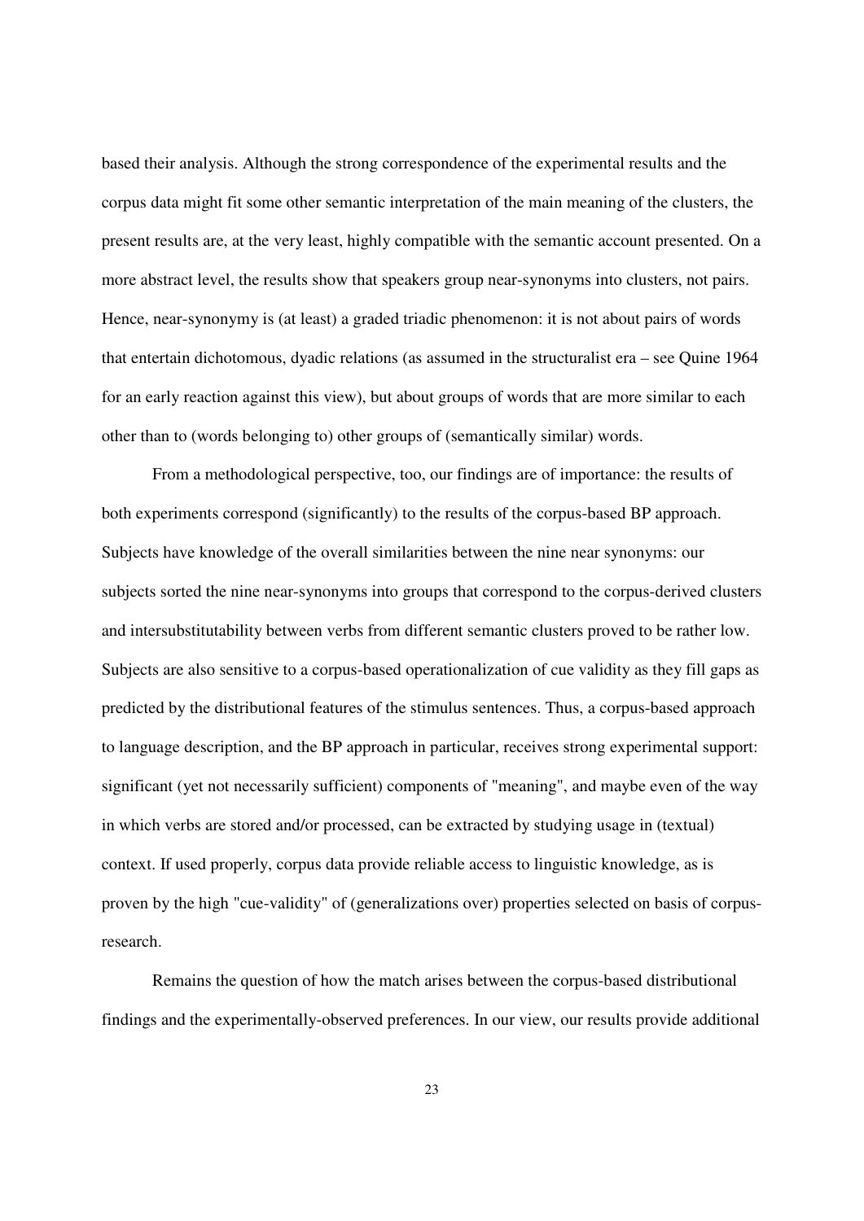based their analysis. Although the strong correspondence of the experimental results and the corpus data might fit some other semantic interpretation of the main meaning of the clusters, the present results are, at the very least, highly compatible with the semantic account presented. On a more abstract level, the results show that speakers group near-synonyms into clusters, not pairs. Hence, near-synonymy is (at least) a graded triadic phenomenon: it is not about pairs of words that entertain dichotomous, dyadic relations (as assumed in the structuralist era – see Quine 1964 for an early reaction against this view), but about groups of words that are more similar to each other than to (words belonging to) other groups of (semantically similar) words.

From a methodological perspective, too, our findings are of importance: the results of both experiments correspond (significantly) to the results of the corpus-based BP approach. Subjects have knowledge of the overall similarities between the nine near synonyms: our subjects sorted the nine near-synonyms into groups that correspond to the corpus-derived clusters and intersubstitutability between verbs from different semantic clusters proved to be rather low. Subjects are also sensitive to a corpus-based operationalization of cue validity as they fill gaps as predicted by the distributional features of the stimulus sentences. Thus, a corpus-based approach to language description, and the BP approach in particular, receives strong experimental support: significant (yet not necessarily sufficient) components of "meaning", and maybe even of the way in which verbs are stored and/or processed, can be extracted by studying usage in (textual) context. If used properly, corpus data provide reliable access to linguistic knowledge, as is proven by the high "cue-validity" of (generalizations over) properties selected on basis of corpus-research.

Remains the question of how the match arises between the corpus-based distributional findings and the experimentally-observed preferences. In our view, our results provide additional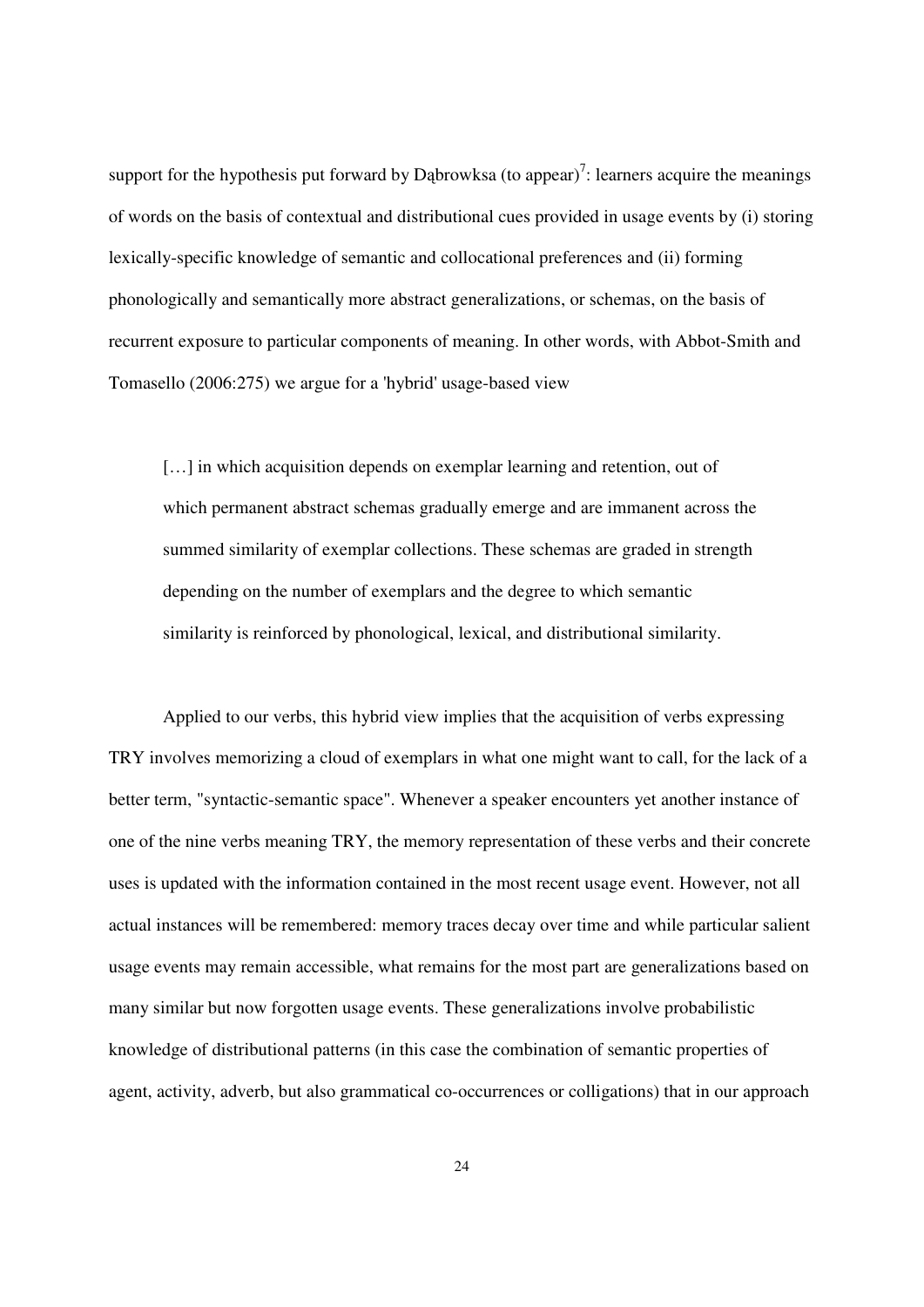support for the hypothesis put forward by Dąbrowksa (to appear)[7]: learners acquire the meanings of words on the basis of contextual and distributional cues provided in usage events by (i) storing lexically-specific knowledge of semantic and collocational preferences and (ii) forming phonologically and semantically more abstract generalizations, or schemas, on the basis of recurrent exposure to particular components of meaning. In other words, with Abbot-Smith and Tomasello (2006:275) we argue for a 'hybrid' usage-based view

> […] in which acquisition depends on exemplar learning and retention, out of which permanent abstract schemas gradually emerge and are immanent across the summed similarity of exemplar collections. These schemas are graded in strength depending on the number of exemplars and the degree to which semantic similarity is reinforced by phonological, lexical, and distributional similarity.

Applied to our verbs, this hybrid view implies that the acquisition of verbs expressing TRY involves memorizing a cloud of exemplars in what one might want to call, for the lack of a better term, "syntactic-semantic space". Whenever a speaker encounters yet another instance of one of the nine verbs meaning TRY, the memory representation of these verbs and their concrete uses is updated with the information contained in the most recent usage event. However, not all actual instances will be remembered: memory traces decay over time and while particular salient usage events may remain accessible, what remains for the most part are generalizations based on many similar but now forgotten usage events. These generalizations involve probabilistic knowledge of distributional patterns (in this case the combination of semantic properties of agent, activity, adverb, but also grammatical co-occurrences or colligations) that in our approach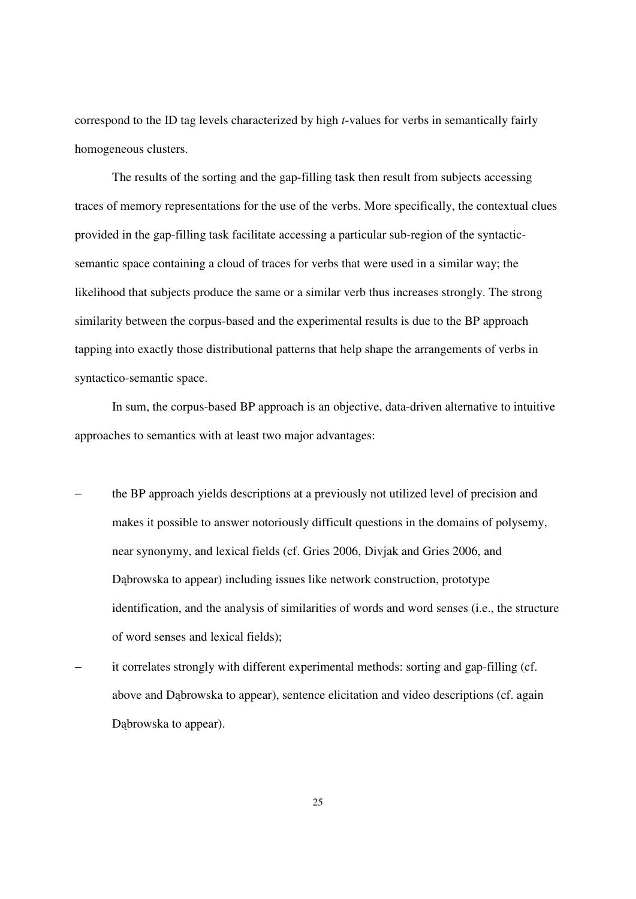correspond to the ID tag levels characterized by high *t*-values for verbs in semantically fairly homogeneous clusters.

The results of the sorting and the gap-filling task then result from subjects accessing traces of memory representations for the use of the verbs. More specifically, the contextual clues provided in the gap-filling task facilitate accessing a particular sub-region of the syntactic-semantic space containing a cloud of traces for verbs that were used in a similar way; the likelihood that subjects produce the same or a similar verb thus increases strongly. The strong similarity between the corpus-based and the experimental results is due to the BP approach tapping into exactly those distributional patterns that help shape the arrangements of verbs in syntactico-semantic space.

In sum, the corpus-based BP approach is an objective, data-driven alternative to intuitive approaches to semantics with at least two major advantages:

- the BP approach yields descriptions at a previously not utilized level of precision and makes it possible to answer notoriously difficult questions in the domains of polysemy, near synonymy, and lexical fields (cf. Gries 2006, Divjak and Gries 2006, and Dąbrowska to appear) including issues like network construction, prototype identification, and the analysis of similarities of words and word senses (i.e., the structure of word senses and lexical fields);
- it correlates strongly with different experimental methods: sorting and gap-filling (cf. above and Dąbrowska to appear), sentence elicitation and video descriptions (cf. again Dąbrowska to appear).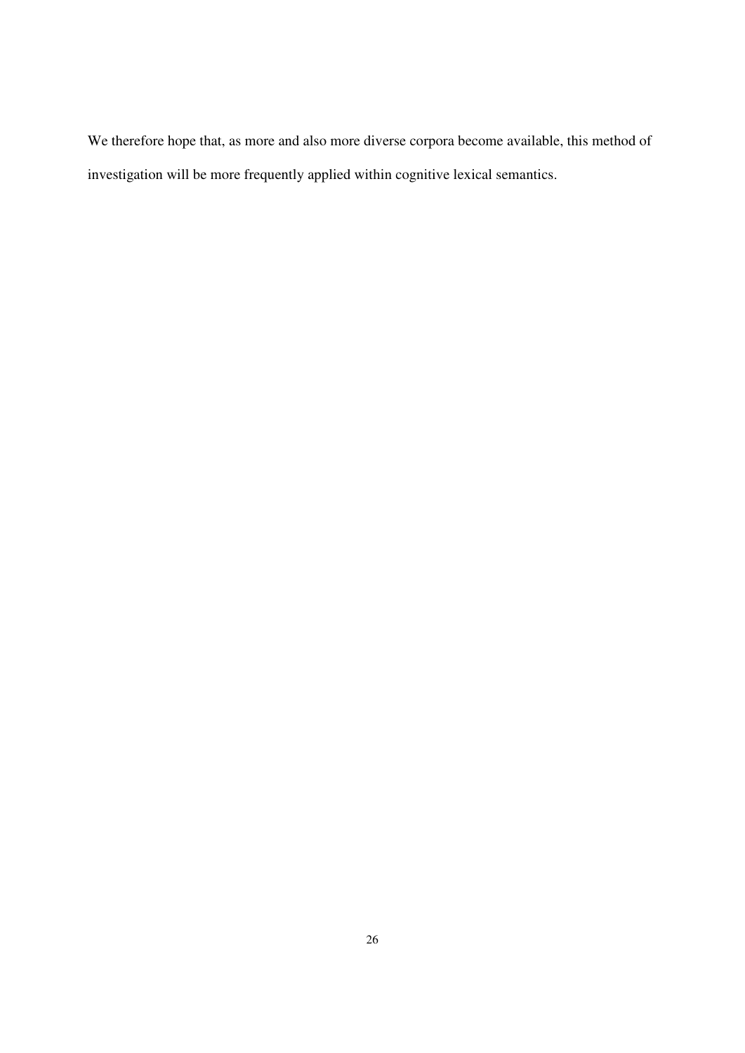We therefore hope that, as more and also more diverse corpora become available, this method of investigation will be more frequently applied within cognitive lexical semantics.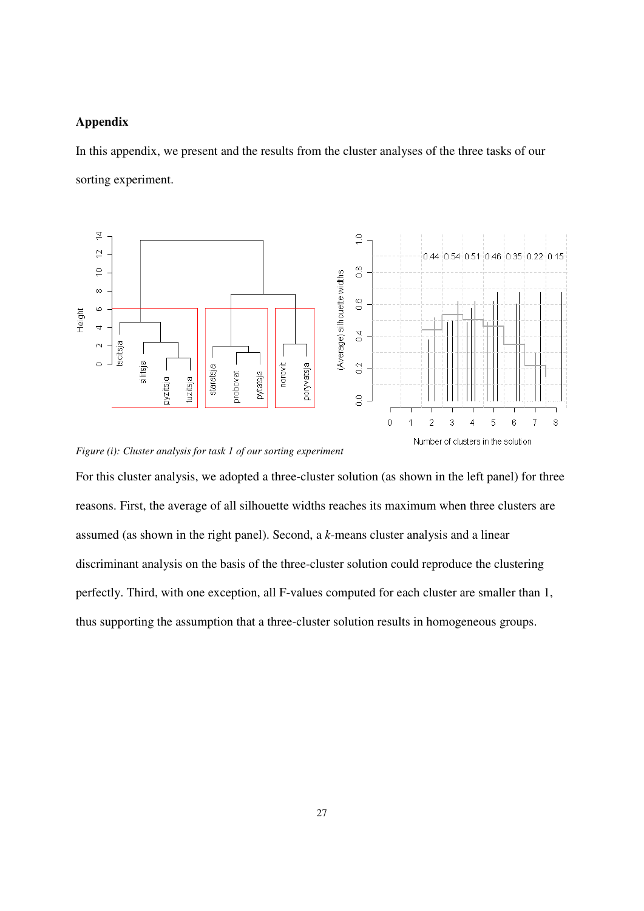## Appendix

In this appendix, we present and the results from the cluster analyses of the three tasks of our sorting experiment.

*Figure (i): Cluster analysis for task 1 of our sorting experiment*

For this cluster analysis, we adopted a three-cluster solution (as shown in the left panel) for three reasons. First, the average of all silhouette widths reaches its maximum when three clusters are assumed (as shown in the right panel). Second, a *k*-means cluster analysis and a linear discriminant analysis on the basis of the three-cluster solution could reproduce the clustering perfectly. Third, with one exception, all F-values computed for each cluster are smaller than 1, thus supporting the assumption that a three-cluster solution results in homogeneous groups.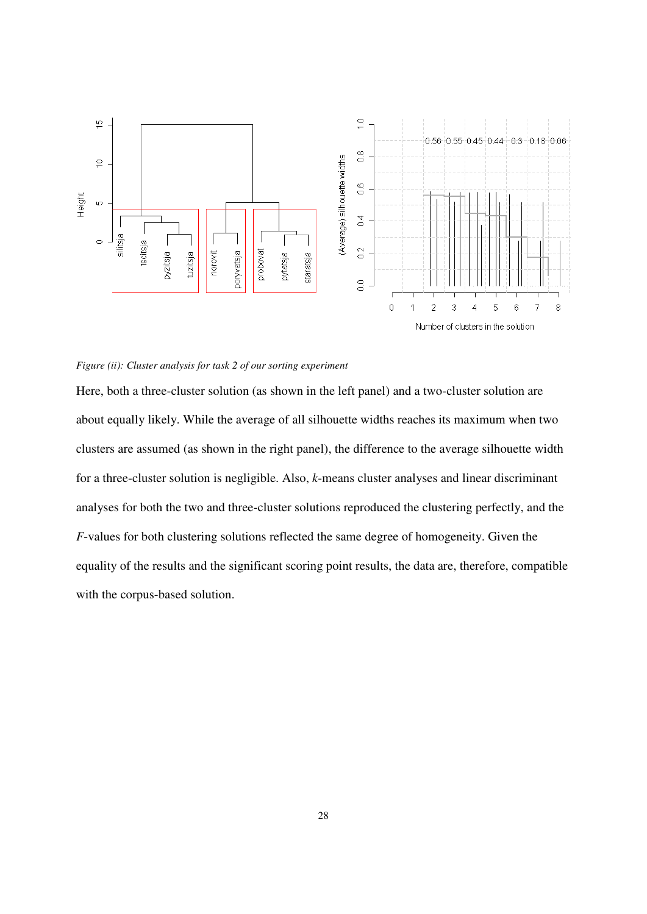*Figure (ii): Cluster analysis for task 2 of our sorting experiment*

Here, both a three-cluster solution (as shown in the left panel) and a two-cluster solution are about equally likely. While the average of all silhouette widths reaches its maximum when two clusters are assumed (as shown in the right panel), the difference to the average silhouette width for a three-cluster solution is negligible. Also, *k*-means cluster analyses and linear discriminant analyses for both the two and three-cluster solutions reproduced the clustering perfectly, and the *F*-values for both clustering solutions reflected the same degree of homogeneity. Given the equality of the results and the significant scoring point results, the data are, therefore, compatible with the corpus-based solution.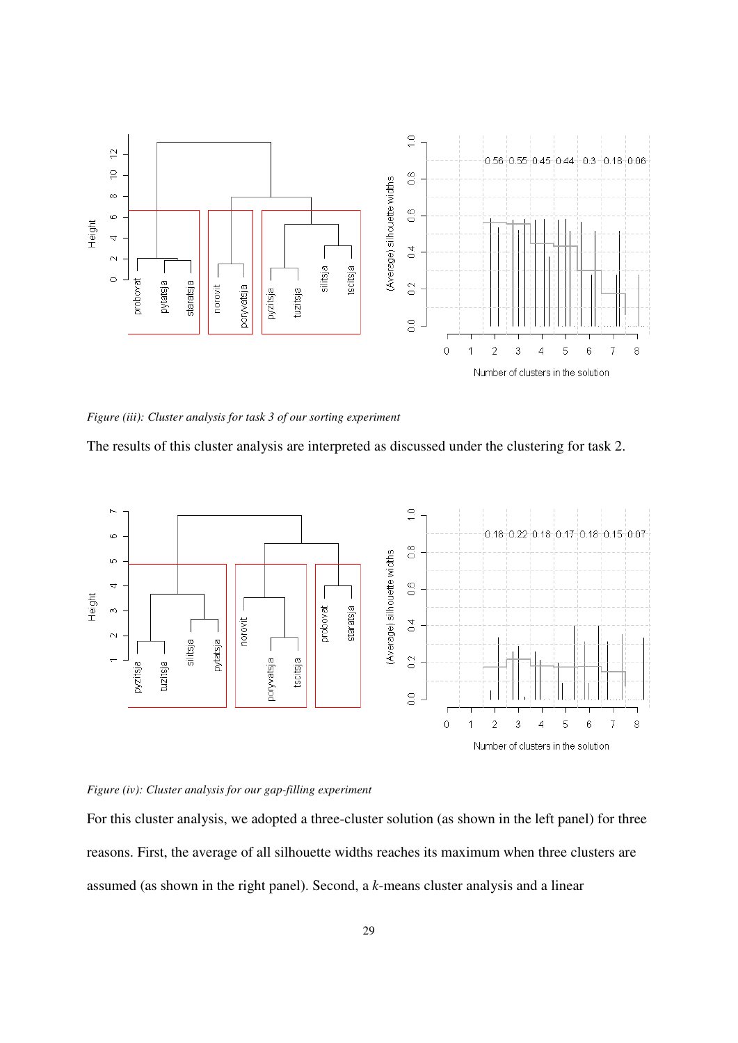*Figure (iii): Cluster analysis for task 3 of our sorting experiment*

The results of this cluster analysis are interpreted as discussed under the clustering for task 2.

*Figure (iv): Cluster analysis for our gap-filling experiment*

For this cluster analysis, we adopted a three-cluster solution (as shown in the left panel) for three reasons. First, the average of all silhouette widths reaches its maximum when three clusters are assumed (as shown in the right panel). Second, a *k*-means cluster analysis and a linear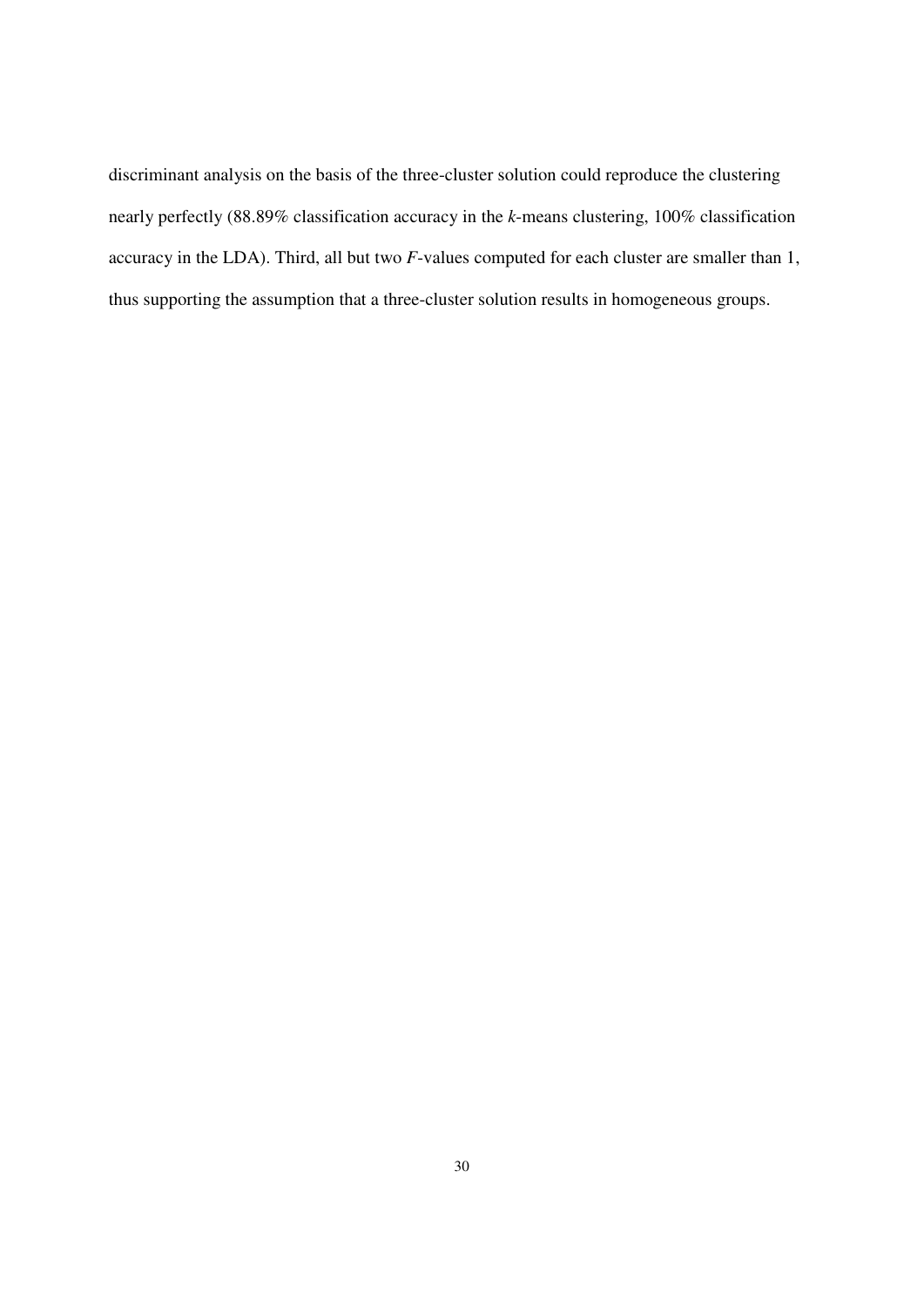discriminant analysis on the basis of the three-cluster solution could reproduce the clustering nearly perfectly (88.89% classification accuracy in the *k*-means clustering, 100% classification accuracy in the LDA). Third, all but two $F$-values computed for each cluster are smaller than 1, thus supporting the assumption that a three-cluster solution results in homogeneous groups.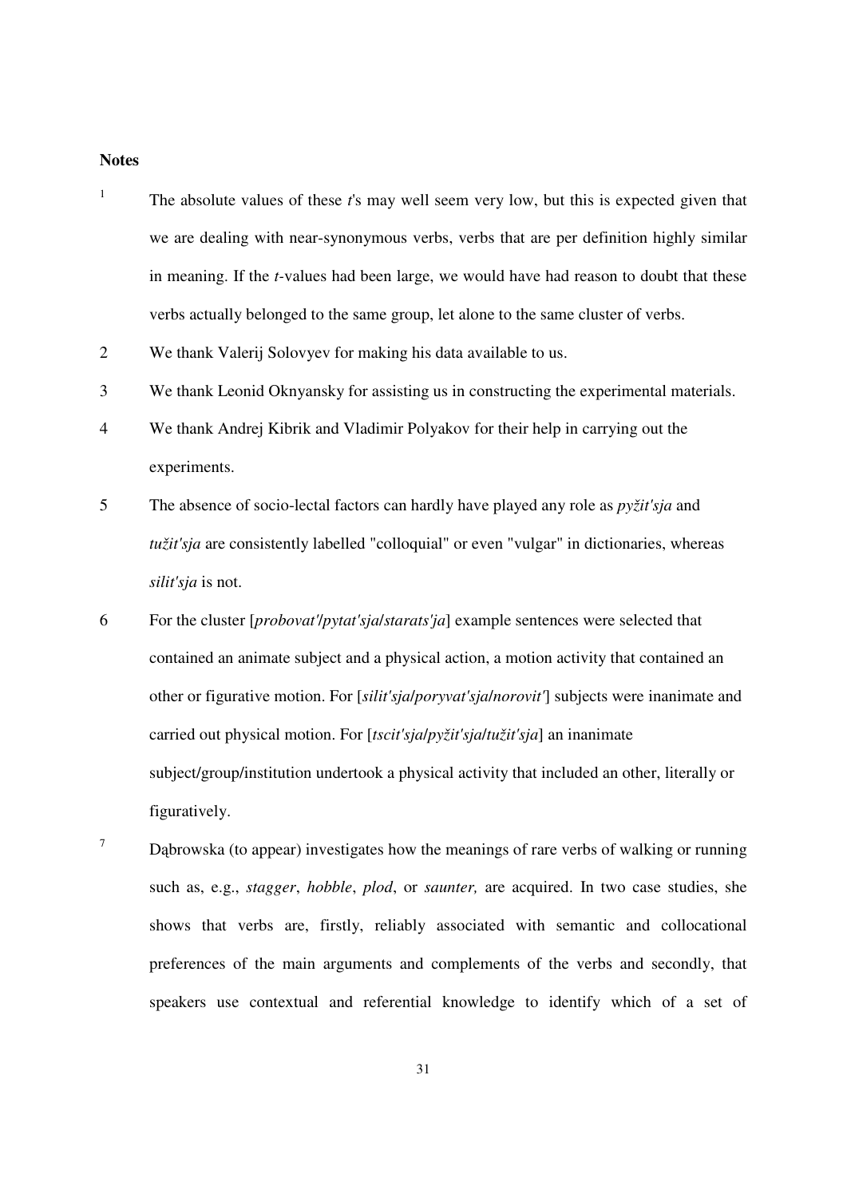**Notes**

1. The absolute values of these *t*'s may well seem very low, but this is expected given that we are dealing with near-synonymous verbs, verbs that are per definition highly similar in meaning. If the *t*-values had been large, we would have had reason to doubt that these verbs actually belonged to the same group, let alone to the same cluster of verbs.

2. We thank Valerij Solovyev for making his data available to us.

3. We thank Leonid Oknyansky for assisting us in constructing the experimental materials.

4. We thank Andrej Kibrik and Vladimir Polyakov for their help in carrying out the experiments.

5. The absence of socio-lectal factors can hardly have played any role as *pyžit'sja* and *tužit'sja* are consistently labelled "colloquial" or even "vulgar" in dictionaries, whereas *silit'sja* is not.

6. For the cluster [*probovat'*/*pytat'sja*/*starats'ja*] example sentences were selected that contained an animate subject and a physical action, a motion activity that contained an other or figurative motion. For [*silit'sja*/*poryvat'sja*/*norovit'*] subjects were inanimate and carried out physical motion. For [*tscit'sja*/*pyžit'sja*/*tužit'sja*] an inanimate subject/group/institution undertook a physical activity that included an other, literally or figuratively.

7. Dąbrowska (to appear) investigates how the meanings of rare verbs of walking or running such as, e.g., *stagger*, *hobble*, *plod*, or *saunter,* are acquired. In two case studies, she shows that verbs are, firstly, reliably associated with semantic and collocational preferences of the main arguments and complements of the verbs and secondly, that speakers use contextual and referential knowledge to identify which of a set of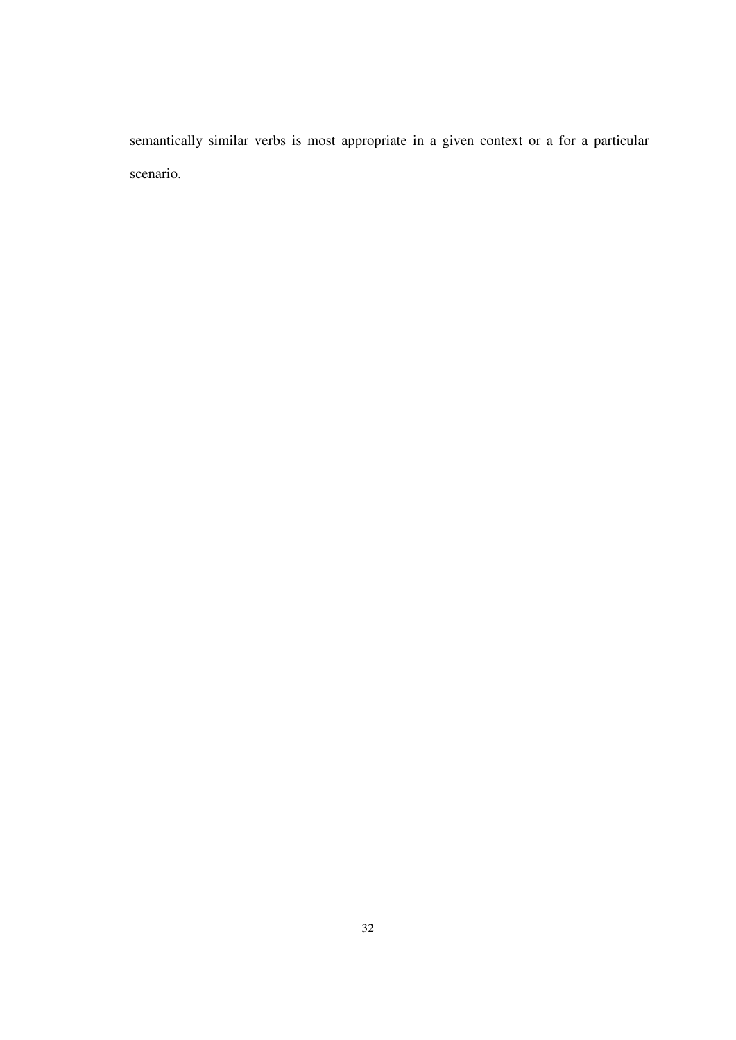semantically similar verbs is most appropriate in a given context or a for a particular scenario.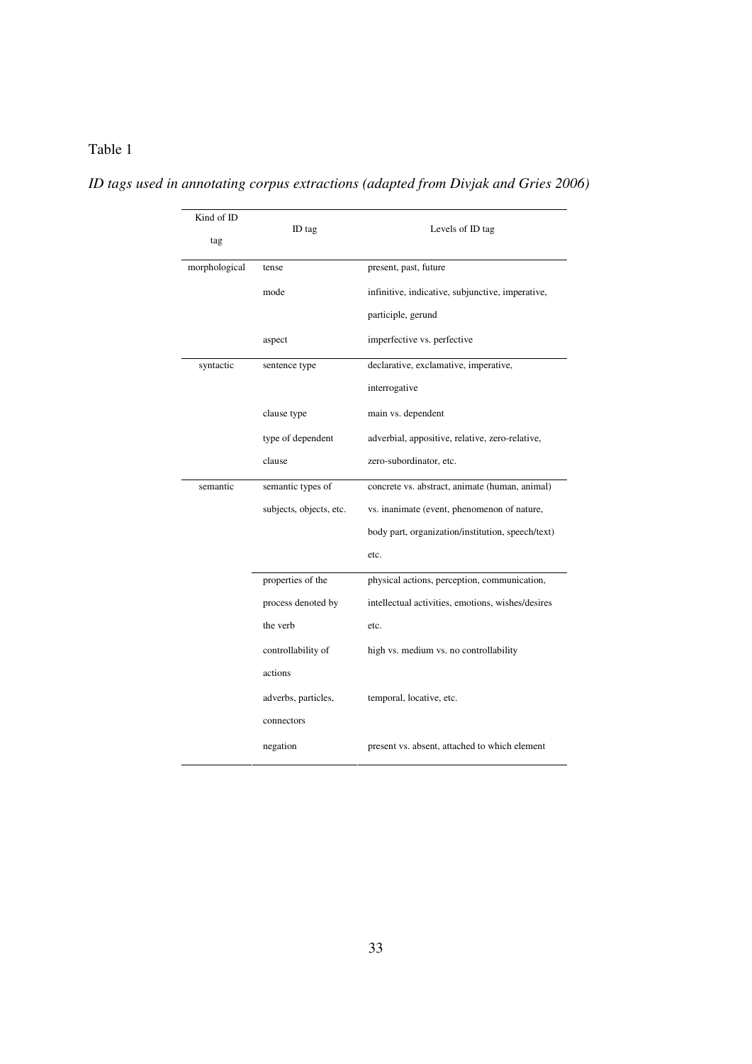Table 1

*ID tags used in annotating corpus extractions (adapted from Divjak and Gries 2006)*

| Kind of ID tag | ID tag | Levels of ID tag |
|---|---|---|
| morphological | tense | present, past, future |
| | mode | infinitive, indicative, subjunctive, imperative, participle, gerund |
| | aspect | imperfective vs. perfective |
| syntactic | sentence type | declarative, exclamative, imperative, interrogative |
| | clause type | main vs. dependent |
| | type of dependent clause | adverbial, appositive, relative, zero-relative, zero-subordinator, etc. |
| semantic | semantic types of subjects, objects, etc. | concrete vs. abstract, animate (human, animal) vs. inanimate (event, phenomenon of nature, body part, organization/institution, speech/text) etc. |
| | properties of the process denoted by the verb | physical actions, perception, communication, intellectual activities, emotions, wishes/desires etc. |
| | controllability of actions | high vs. medium vs. no controllability |
| | adverbs, particles, connectors | temporal, locative, etc. |
| | negation | present vs. absent, attached to which element |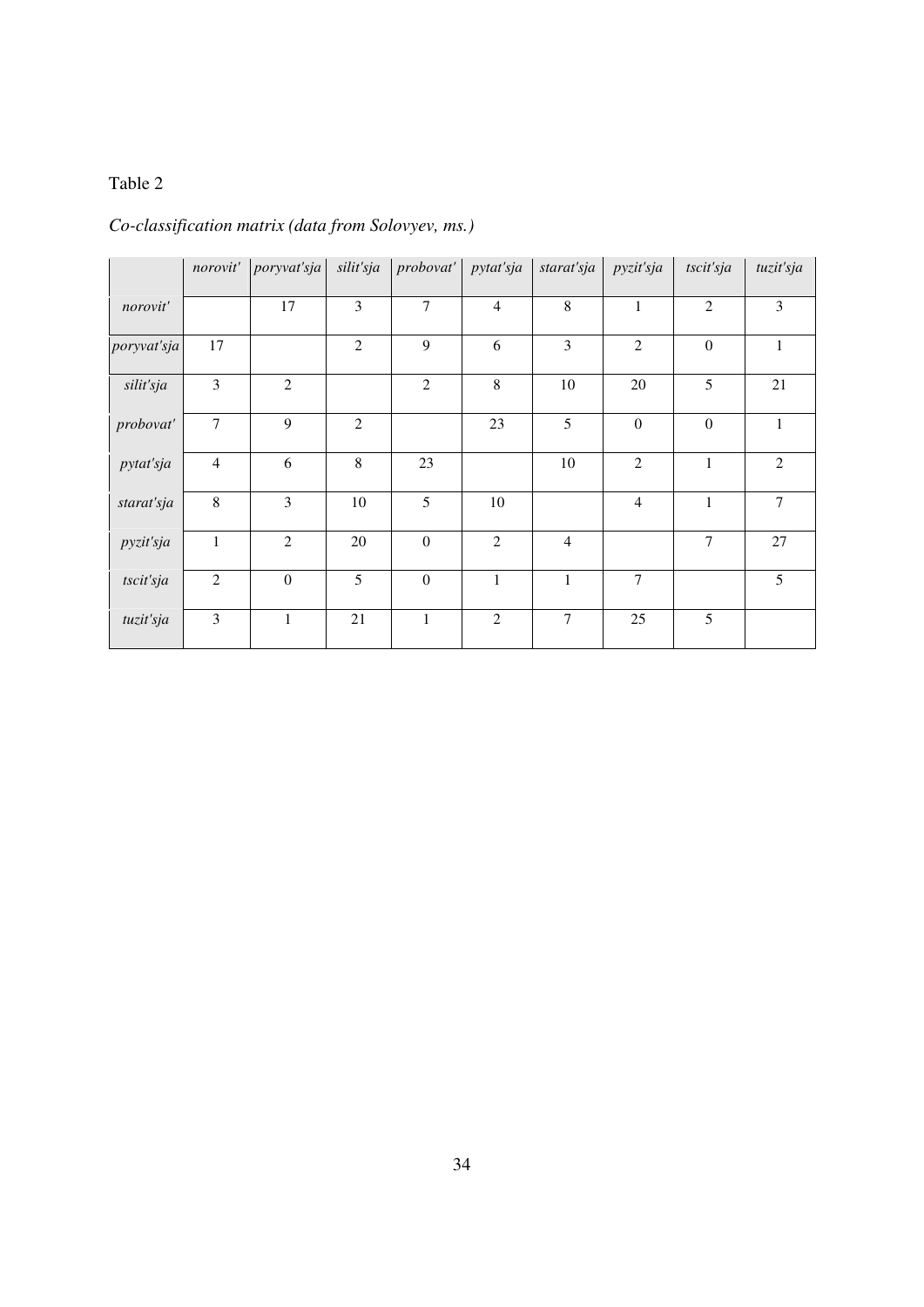Table 2

*Co-classification matrix (data from Solovyev, ms.)*

| | *norovit'* | *poryvat'sja* | *silit'sja* | *probovat'* | *pytat'sja* | *starat'sja* | *pyzit'sja* | *tscit'sja* | *tuzit'sja* |
|---|---|---|---|---|---|---|---|---|---|
| *norovit'* | | 17 | 3 | 7 | 4 | 8 | 1 | 2 | 3 |
| *poryvat'sja* | 17 | | 2 | 9 | 6 | 3 | 2 | 0 | 1 |
| *silit'sja* | 3 | 2 | | 2 | 8 | 10 | 20 | 5 | 21 |
| *probovat'* | 7 | 9 | 2 | | 23 | 5 | 0 | 0 | 1 |
| *pytat'sja* | 4 | 6 | 8 | 23 | | 10 | 2 | 1 | 2 |
| *starat'sja* | 8 | 3 | 10 | 5 | 10 | | 4 | 1 | 7 |
| *pyzit'sja* | 1 | 2 | 20 | 0 | 2 | 4 | | 7 | 27 |
| *tscit'sja* | 2 | 0 | 5 | 0 | 1 | 1 | 7 | | 5 |
| *tuzit'sja* | 3 | 1 | 21 | 1 | 2 | 7 | 25 | 5 | |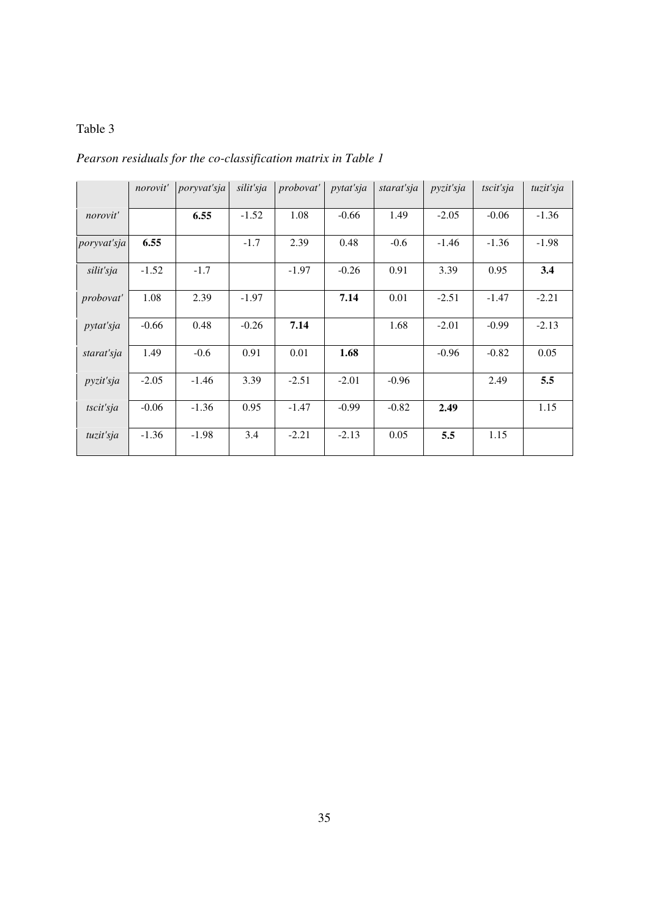Table 3

*Pearson residuals for the co-classification matrix in Table 1*

| | *norovit'* | *poryvat'sja* | *silit'sja* | *probovat'* | *pytat'sja* | *starat'sja* | *pyzit'sja* | *tscit'sja* | *tuzit'sja* |
|---|---|---|---|---|---|---|---|---|---|
| *norovit'* | | **6.55** | -1.52 | 1.08 | -0.66 | 1.49 | -2.05 | -0.06 | -1.36 |
| *poryvat'sja* | **6.55** | | -1.7 | 2.39 | 0.48 | -0.6 | -1.46 | -1.36 | -1.98 |
| *silit'sja* | -1.52 | -1.7 | | -1.97 | -0.26 | 0.91 | 3.39 | 0.95 | **3.4** |
| *probovat'* | 1.08 | 2.39 | -1.97 | | **7.14** | 0.01 | -2.51 | -1.47 | -2.21 |
| *pytat'sja* | -0.66 | 0.48 | -0.26 | **7.14** | | 1.68 | -2.01 | -0.99 | -2.13 |
| *starat'sja* | 1.49 | -0.6 | 0.91 | 0.01 | **1.68** | | -0.96 | -0.82 | 0.05 |
| *pyzit'sja* | -2.05 | -1.46 | 3.39 | -2.51 | -2.01 | -0.96 | | 2.49 | **5.5** |
| *tscit'sja* | -0.06 | -1.36 | 0.95 | -1.47 | -0.99 | -0.82 | **2.49** | | 1.15 |
| *tuzit'sja* | -1.36 | -1.98 | 3.4 | -2.21 | -2.13 | 0.05 | **5.5** | 1.15 | |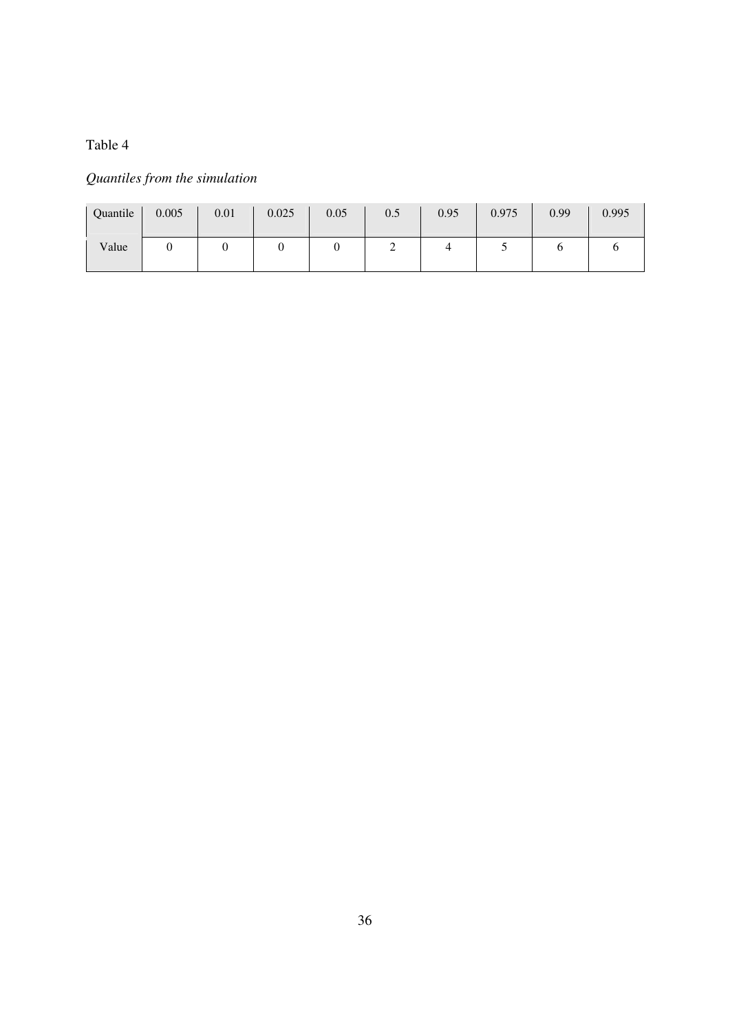Table 4

*Quantiles from the simulation*

| Quantile | 0.005 | 0.01 | 0.025 | 0.05 | 0.5 | 0.95 | 0.975 | 0.99 | 0.995 |
|---|---|---|---|---|---|---|---|---|---|
| Value | 0 | 0 | 0 | 0 | 2 | 4 | 5 | 6 | 6 |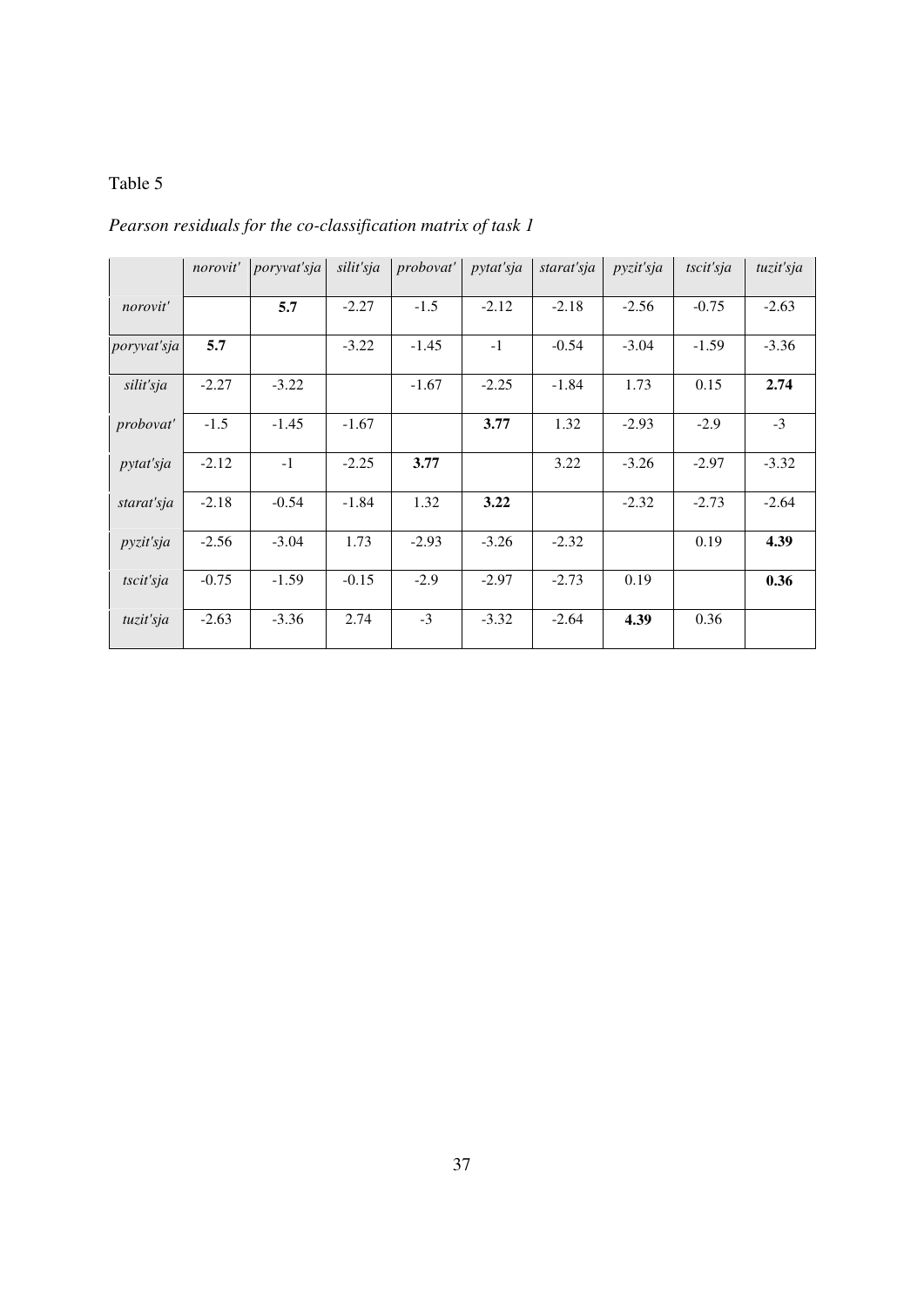Table 5

*Pearson residuals for the co-classification matrix of task 1*

| | *norovit'* | *poryvat'sja* | *silit'sja* | *probovat'* | *pytat'sja* | *starat'sja* | *pyzit'sja* | *tscit'sja* | *tuzit'sja* |
|---|---|---|---|---|---|---|---|---|---|
| *norovit'* | | **5.7** | -2.27 | -1.5 | -2.12 | -2.18 | -2.56 | -0.75 | -2.63 |
| *poryvat'sja* | **5.7** | | -3.22 | -1.45 | -1 | -0.54 | -3.04 | -1.59 | -3.36 |
| *silit'sja* | -2.27 | -3.22 | | -1.67 | -2.25 | -1.84 | 1.73 | 0.15 | **2.74** |
| *probovat'* | -1.5 | -1.45 | -1.67 | | **3.77** | 1.32 | -2.93 | -2.9 | -3 |
| *pytat'sja* | -2.12 | -1 | -2.25 | **3.77** | | 3.22 | -3.26 | -2.97 | -3.32 |
| *starat'sja* | -2.18 | -0.54 | -1.84 | 1.32 | **3.22** | | -2.32 | -2.73 | -2.64 |
| *pyzit'sja* | -2.56 | -3.04 | 1.73 | -2.93 | -3.26 | -2.32 | | 0.19 | **4.39** |
| *tscit'sja* | -0.75 | -1.59 | -0.15 | -2.9 | -2.97 | -2.73 | 0.19 | | **0.36** |
| *tuzit'sja* | -2.63 | -3.36 | 2.74 | -3 | -3.32 | -2.64 | **4.39** | 0.36 | |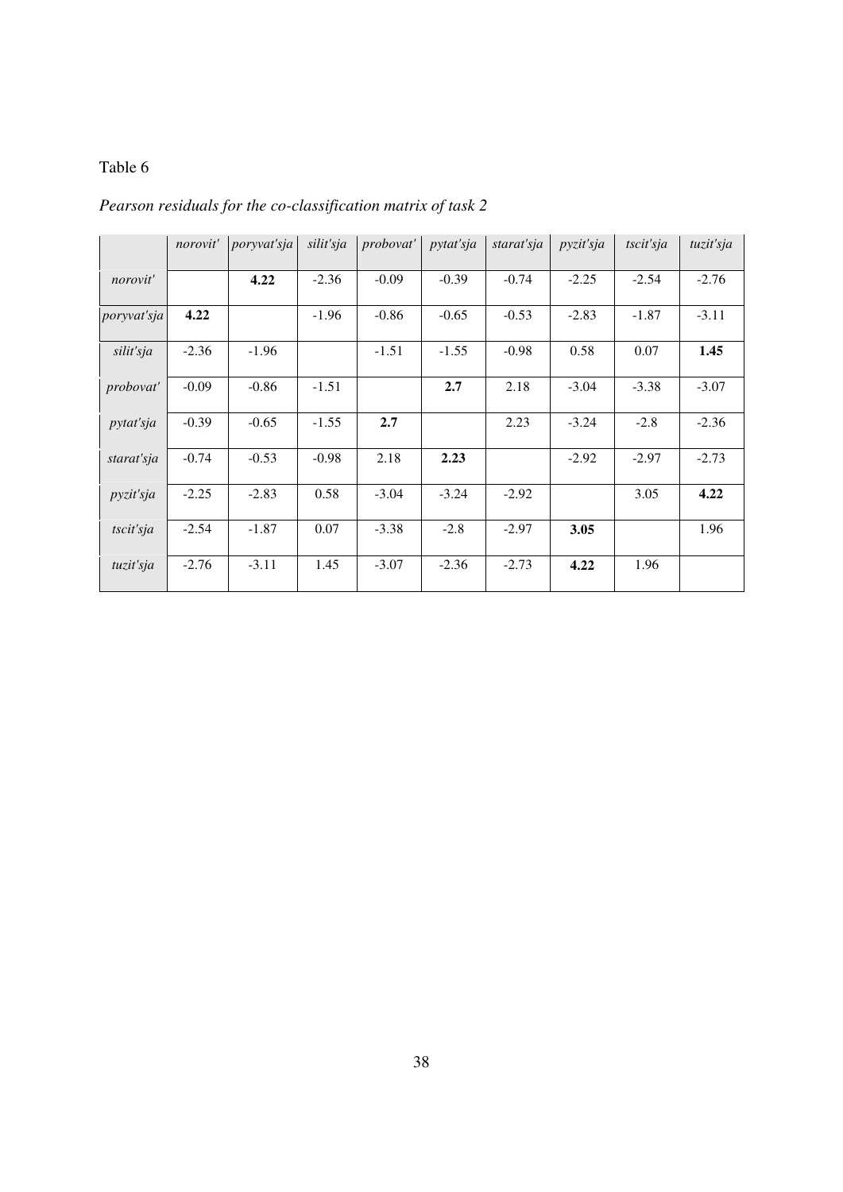Table 6

*Pearson residuals for the co-classification matrix of task 2*

| | *norovit'* | *poryvat'sja* | *silit'sja* | *probovat'* | *pytat'sja* | *starat'sja* | *pyzit'sja* | *tscit'sja* | *tuzit'sja* |
|---|---|---|---|---|---|---|---|---|---|
| *norovit'* | | **4.22** | -2.36 | -0.09 | -0.39 | -0.74 | -2.25 | -2.54 | -2.76 |
| *poryvat'sja* | **4.22** | | -1.96 | -0.86 | -0.65 | -0.53 | -2.83 | -1.87 | -3.11 |
| *silit'sja* | -2.36 | -1.96 | | -1.51 | -1.55 | -0.98 | 0.58 | 0.07 | **1.45** |
| *probovat'* | -0.09 | -0.86 | -1.51 | | **2.7** | 2.18 | -3.04 | -3.38 | -3.07 |
| *pytat'sja* | -0.39 | -0.65 | -1.55 | **2.7** | | 2.23 | -3.24 | -2.8 | -2.36 |
| *starat'sja* | -0.74 | -0.53 | -0.98 | 2.18 | **2.23** | | -2.92 | -2.97 | -2.73 |
| *pyzit'sja* | -2.25 | -2.83 | 0.58 | -3.04 | -3.24 | -2.92 | | 3.05 | **4.22** |
| *tscit'sja* | -2.54 | -1.87 | 0.07 | -3.38 | -2.8 | -2.97 | **3.05** | | 1.96 |
| *tuzit'sja* | -2.76 | -3.11 | 1.45 | -3.07 | -2.36 | -2.73 | **4.22** | 1.96 | |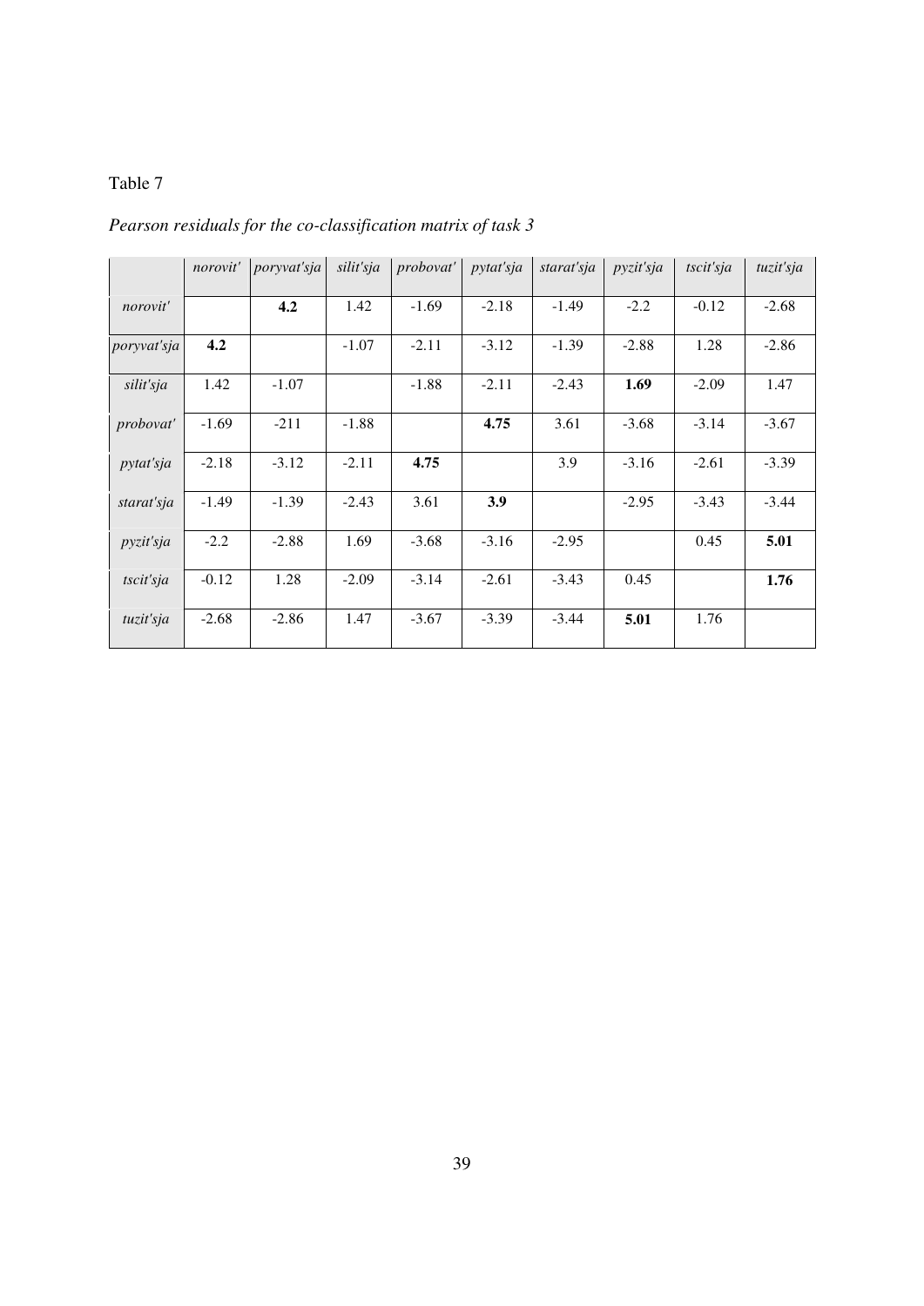Table 7

*Pearson residuals for the co-classification matrix of task 3*

| | *norovit'* | *poryvat'sja* | *silit'sja* | *probovat'* | *pytat'sja* | *starat'sja* | *pyzit'sja* | *tscit'sja* | *tuzit'sja* |
|---|---|---|---|---|---|---|---|---|---|
| *norovit'* | | **4.2** | 1.42 | -1.69 | -2.18 | -1.49 | -2.2 | -0.12 | -2.68 |
| *poryvat'sja* | **4.2** | | -1.07 | -2.11 | -3.12 | -1.39 | -2.88 | 1.28 | -2.86 |
| *silit'sja* | 1.42 | -1.07 | | -1.88 | -2.11 | -2.43 | **1.69** | -2.09 | 1.47 |
| *probovat'* | -1.69 | -211 | -1.88 | | **4.75** | 3.61 | -3.68 | -3.14 | -3.67 |
| *pytat'sja* | -2.18 | -3.12 | -2.11 | **4.75** | | 3.9 | -3.16 | -2.61 | -3.39 |
| *starat'sja* | -1.49 | -1.39 | -2.43 | 3.61 | **3.9** | | -2.95 | -3.43 | -3.44 |
| *pyzit'sja* | -2.2 | -2.88 | 1.69 | -3.68 | -3.16 | -2.95 | | 0.45 | **5.01** |
| *tscit'sja* | -0.12 | 1.28 | -2.09 | -3.14 | -2.61 | -3.43 | 0.45 | | **1.76** |
| *tuzit'sja* | -2.68 | -2.86 | 1.47 | -3.67 | -3.39 | -3.44 | **5.01** | 1.76 | |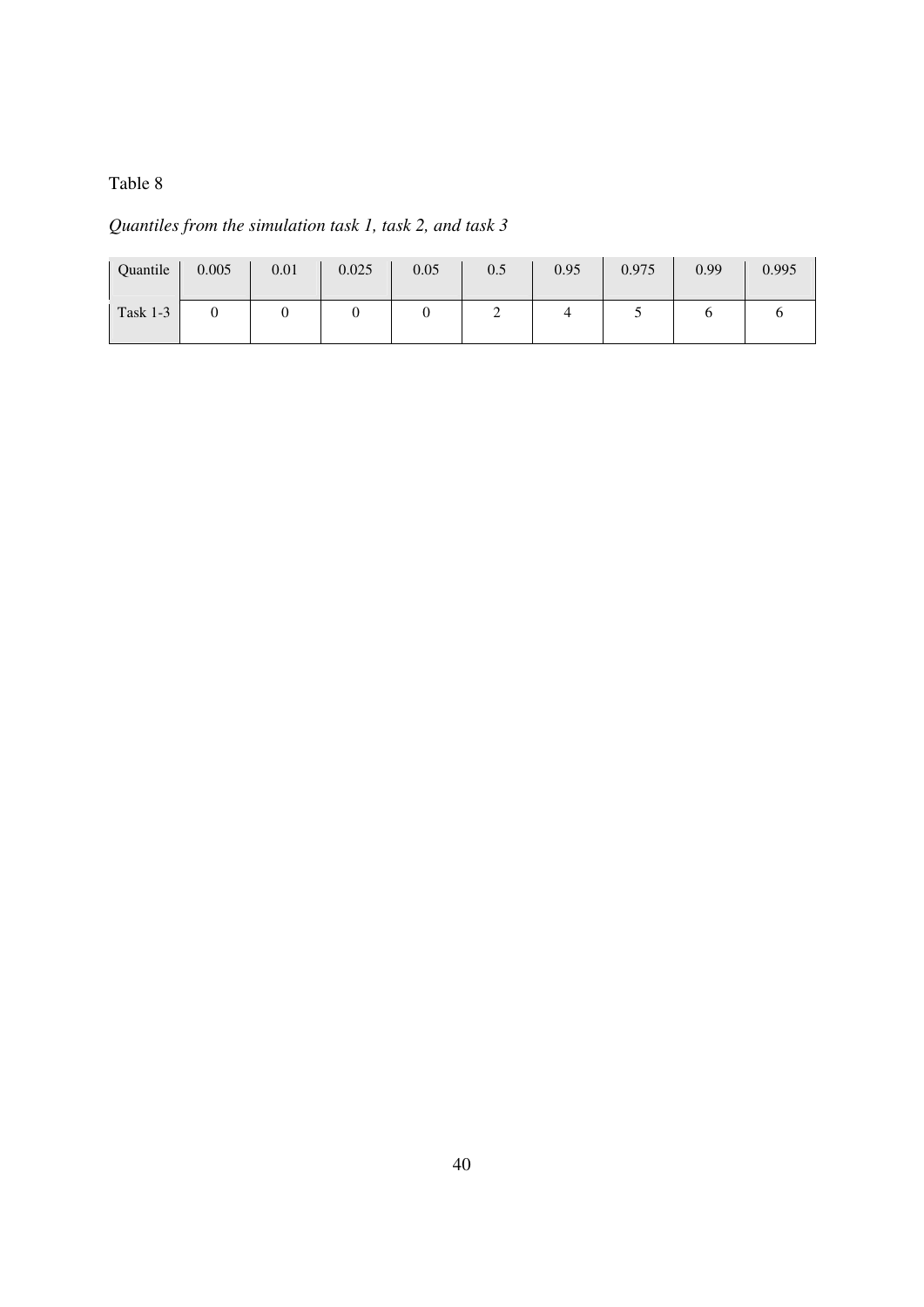Table 8

*Quantiles from the simulation task 1, task 2, and task 3*

| Quantile | 0.005 | 0.01 | 0.025 | 0.05 | 0.5 | 0.95 | 0.975 | 0.99 | 0.995 |
|---|---|---|---|---|---|---|---|---|---|
| Task 1-3 | 0 | 0 | 0 | 0 | 2 | 4 | 5 | 6 | 6 |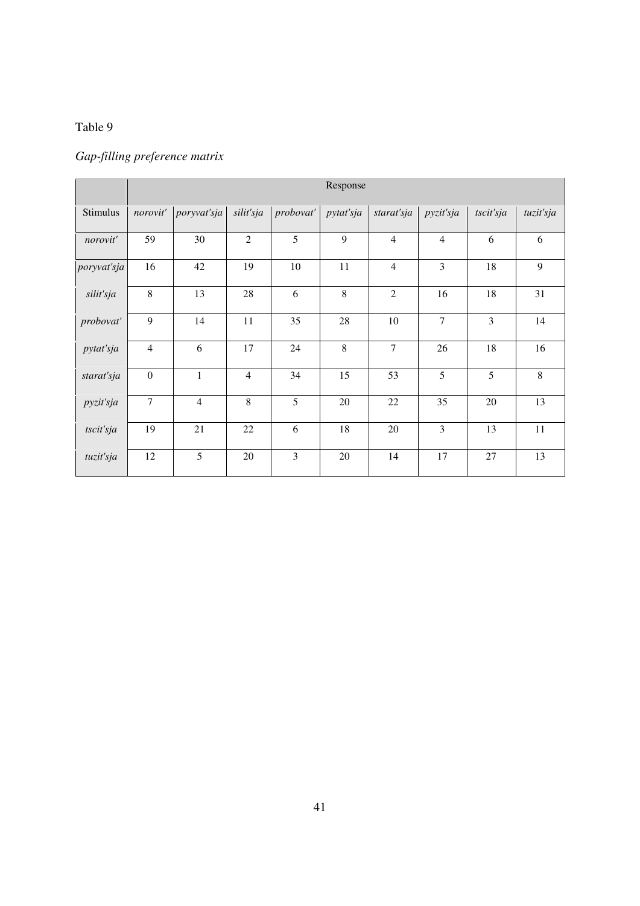Table 9

*Gap-filling preference matrix*

| | Response | | | | | | | | |
|---|---|---|---|---|---|---|---|---|---|
| Stimulus | *norovit'* | *poryvat'sja* | *silit'sja* | *probovat'* | *pytat'sja* | *starat'sja* | *pyzit'sja* | *tscit'sja* | *tuzit'sja* |
| *norovit'* | 59 | 30 | 2 | 5 | 9 | 4 | 4 | 6 | 6 |
| *poryvat'sja* | 16 | 42 | 19 | 10 | 11 | 4 | 3 | 18 | 9 |
| *silit'sja* | 8 | 13 | 28 | 6 | 8 | 2 | 16 | 18 | 31 |
| *probovat'* | 9 | 14 | 11 | 35 | 28 | 10 | 7 | 3 | 14 |
| *pytat'sja* | 4 | 6 | 17 | 24 | 8 | 7 | 26 | 18 | 16 |
| *starat'sja* | 0 | 1 | 4 | 34 | 15 | 53 | 5 | 5 | 8 |
| *pyzit'sja* | 7 | 4 | 8 | 5 | 20 | 22 | 35 | 20 | 13 |
| *tscit'sja* | 19 | 21 | 22 | 6 | 18 | 20 | 3 | 13 | 11 |
| *tuzit'sja* | 12 | 5 | 20 | 3 | 20 | 14 | 17 | 27 | 13 |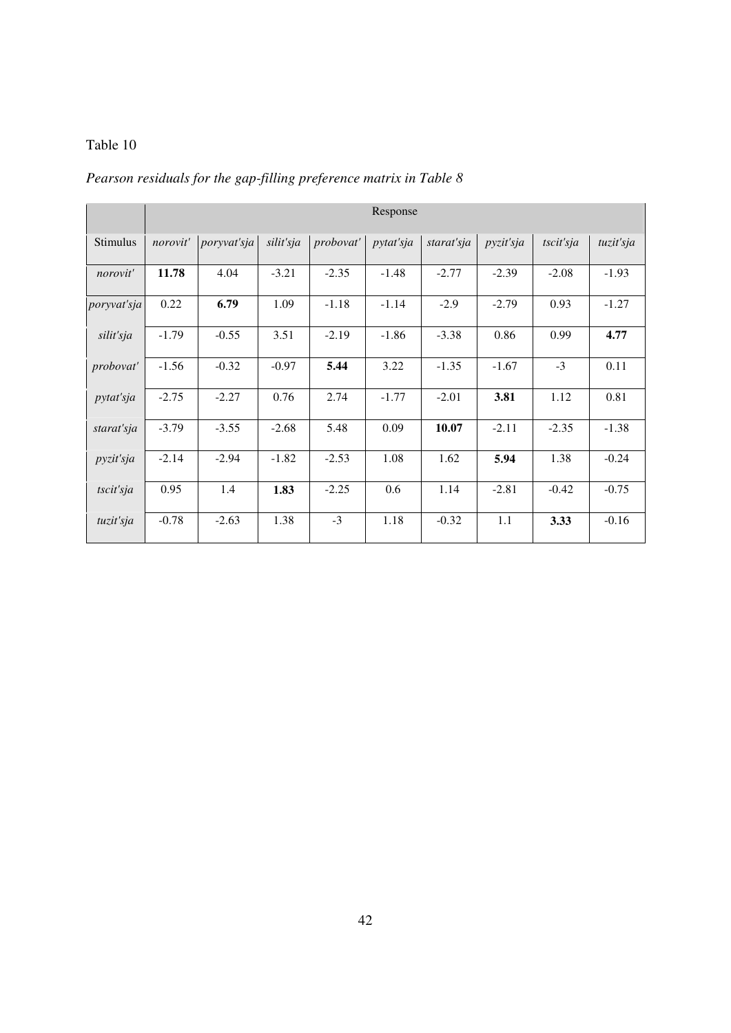Table 10

*Pearson residuals for the gap-filling preference matrix in Table 8*

| | Response | | | | | | | | |
|---|---|---|---|---|---|---|---|---|---|
| Stimulus | *norovit'* | *poryvat'sja* | *silit'sja* | *probovat'* | *pytat'sja* | *starat'sja* | *pyzit'sja* | *tscit'sja* | *tuzit'sja* |
| *norovit'* | **11.78** | 4.04 | -3.21 | -2.35 | -1.48 | -2.77 | -2.39 | -2.08 | -1.93 |
| *poryvat'sja* | 0.22 | **6.79** | 1.09 | -1.18 | -1.14 | -2.9 | -2.79 | 0.93 | -1.27 |
| *silit'sja* | -1.79 | -0.55 | 3.51 | -2.19 | -1.86 | -3.38 | 0.86 | 0.99 | **4.77** |
| *probovat'* | -1.56 | -0.32 | -0.97 | **5.44** | 3.22 | -1.35 | -1.67 | -3 | 0.11 |
| *pytat'sja* | -2.75 | -2.27 | 0.76 | 2.74 | -1.77 | -2.01 | **3.81** | 1.12 | 0.81 |
| *starat'sja* | -3.79 | -3.55 | -2.68 | 5.48 | 0.09 | **10.07** | -2.11 | -2.35 | -1.38 |
| *pyzit'sja* | -2.14 | -2.94 | -1.82 | -2.53 | 1.08 | 1.62 | **5.94** | 1.38 | -0.24 |
| *tscit'sja* | 0.95 | 1.4 | **1.83** | -2.25 | 0.6 | 1.14 | -2.81 | -0.42 | -0.75 |
| *tuzit'sja* | -0.78 | -2.63 | 1.38 | -3 | 1.18 | -0.32 | 1.1 | **3.33** | -0.16 |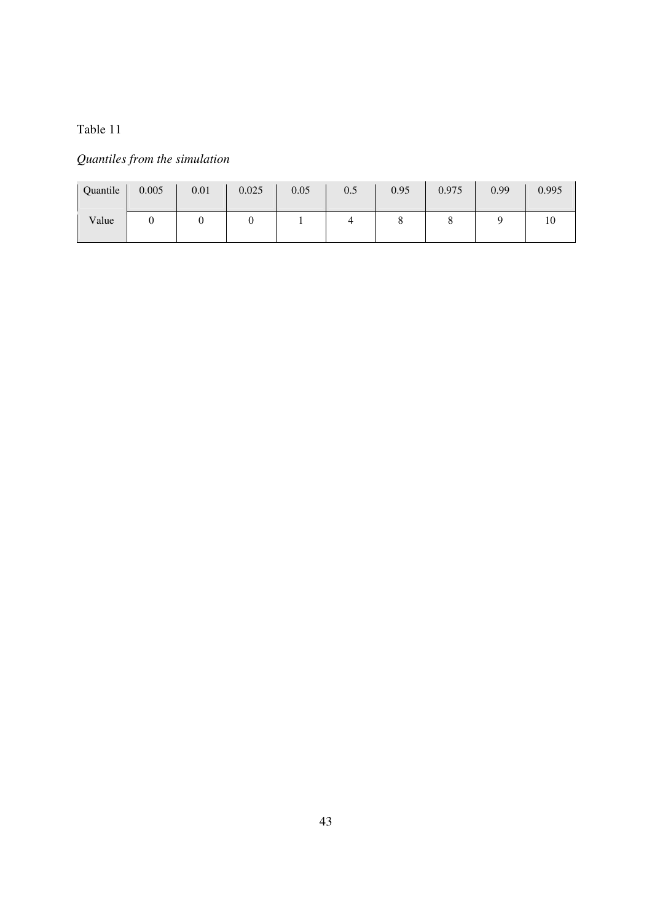Table 11

*Quantiles from the simulation*

| Quantile | 0.005 | 0.01 | 0.025 | 0.05 | 0.5 | 0.95 | 0.975 | 0.99 | 0.995 |
|---|---|---|---|---|---|---|---|---|---|
| Value | 0 | 0 | 0 | 1 | 4 | 8 | 8 | 9 | 10 |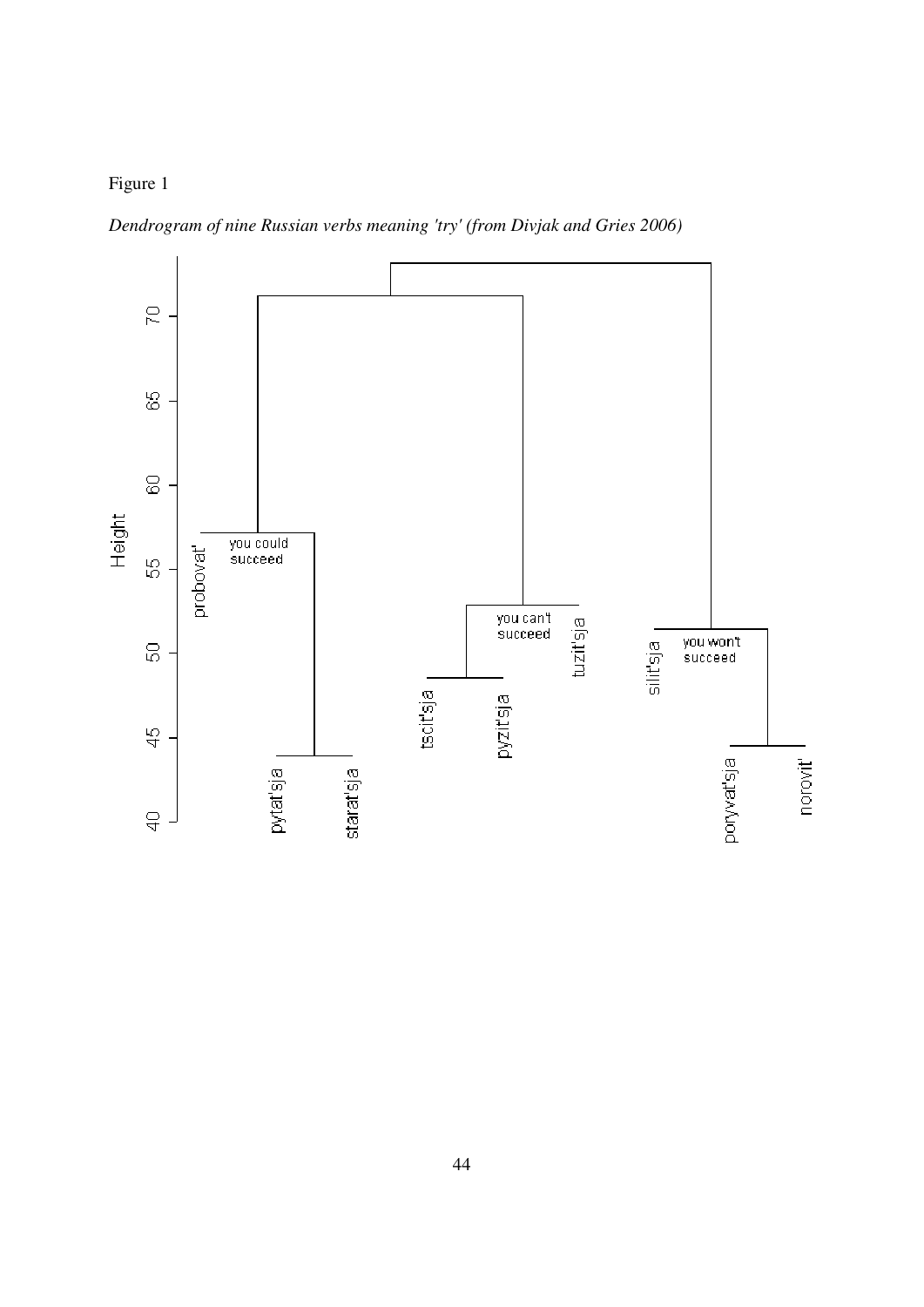Figure 1

*Dendrogram of nine Russian verbs meaning 'try' (from Divjak and Gries 2006)*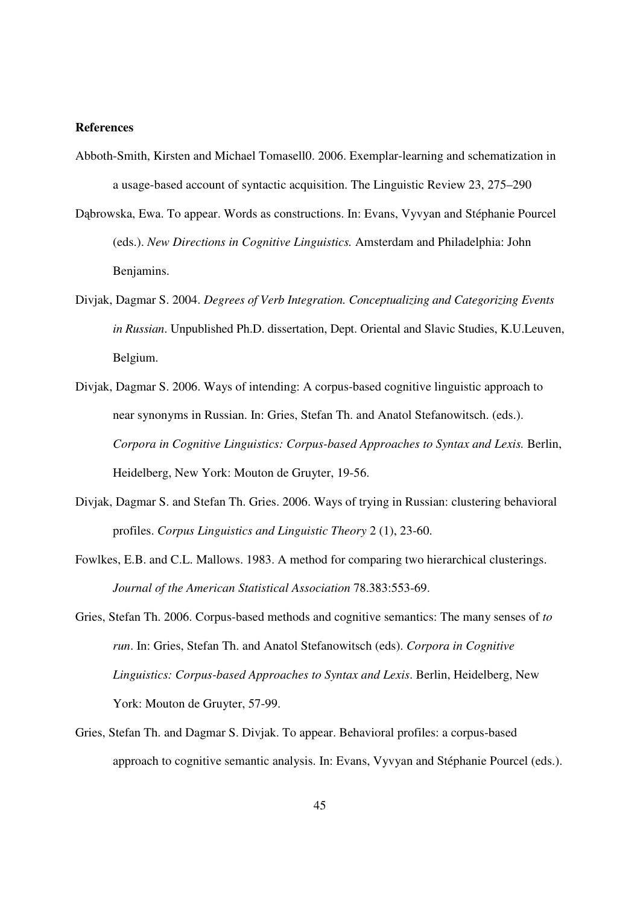**References**

Abboth-Smith, Kirsten and Michael Tomasell0. 2006. Exemplar-learning and schematization in a usage-based account of syntactic acquisition. The Linguistic Review 23, 275–290

Dąbrowska, Ewa. To appear. Words as constructions. In: Evans, Vyvyan and Stéphanie Pourcel (eds.). *New Directions in Cognitive Linguistics.* Amsterdam and Philadelphia: John Benjamins.

Divjak, Dagmar S. 2004. *Degrees of Verb Integration. Conceptualizing and Categorizing Events in Russian*. Unpublished Ph.D. dissertation, Dept. Oriental and Slavic Studies, K.U.Leuven, Belgium.

Divjak, Dagmar S. 2006. Ways of intending: A corpus-based cognitive linguistic approach to near synonyms in Russian. In: Gries, Stefan Th. and Anatol Stefanowitsch. (eds.). *Corpora in Cognitive Linguistics: Corpus-based Approaches to Syntax and Lexis.* Berlin, Heidelberg, New York: Mouton de Gruyter, 19-56.

Divjak, Dagmar S. and Stefan Th. Gries. 2006. Ways of trying in Russian: clustering behavioral profiles. *Corpus Linguistics and Linguistic Theory* 2 (1), 23-60.

Fowlkes, E.B. and C.L. Mallows. 1983. A method for comparing two hierarchical clusterings. *Journal of the American Statistical Association* 78.383:553-69.

Gries, Stefan Th. 2006. Corpus-based methods and cognitive semantics: The many senses of *to run*. In: Gries, Stefan Th. and Anatol Stefanowitsch (eds). *Corpora in Cognitive Linguistics: Corpus-based Approaches to Syntax and Lexis*. Berlin, Heidelberg, New York: Mouton de Gruyter, 57-99.

Gries, Stefan Th. and Dagmar S. Divjak. To appear. Behavioral profiles: a corpus-based approach to cognitive semantic analysis. In: Evans, Vyvyan and Stéphanie Pourcel (eds.).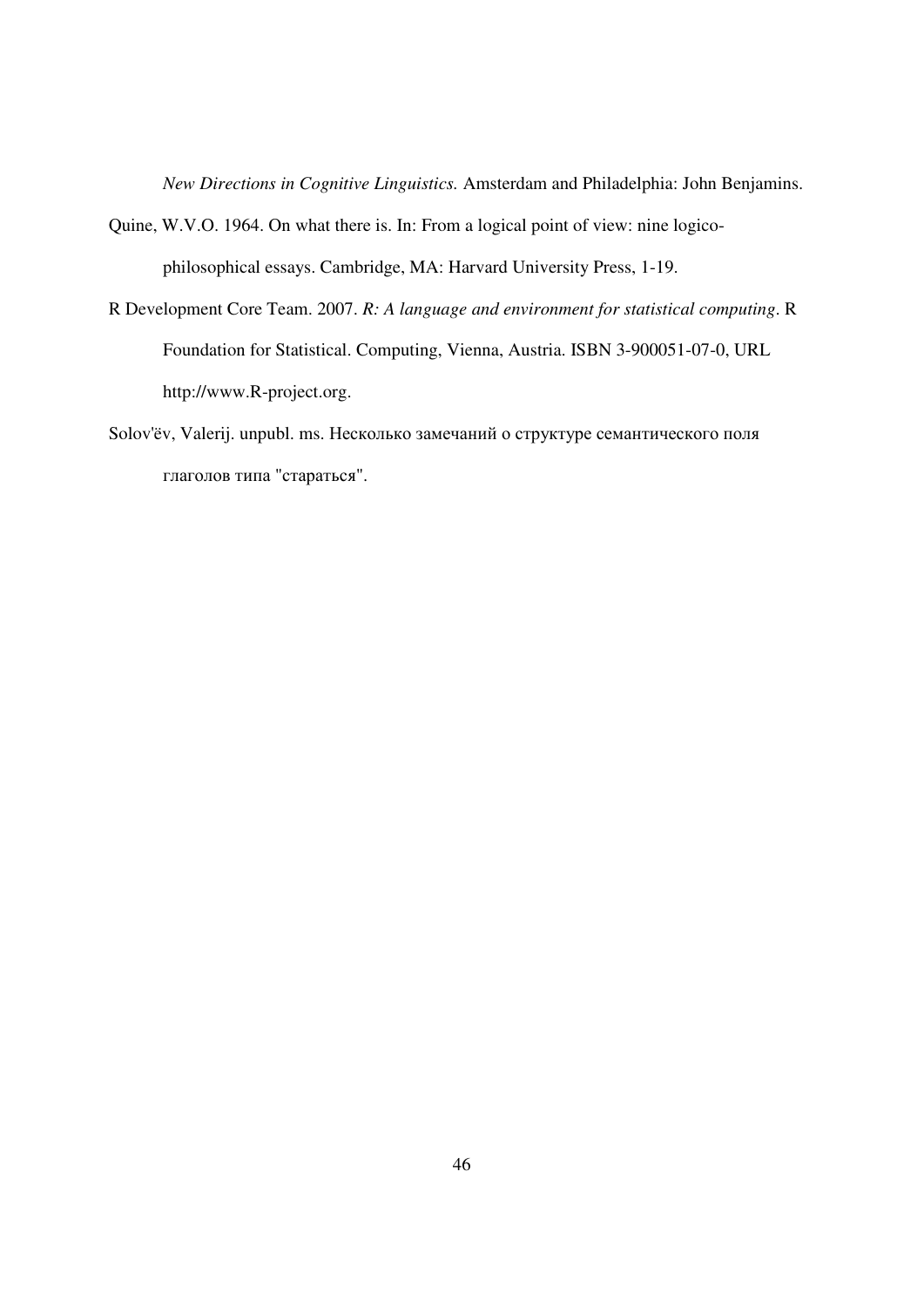*New Directions in Cognitive Linguistics.* Amsterdam and Philadelphia: John Benjamins.

Quine, W.V.O. 1964. On what there is. In: From a logical point of view: nine logico-philosophical essays. Cambridge, MA: Harvard University Press, 1-19.

R Development Core Team. 2007. *R: A language and environment for statistical computing*. R Foundation for Statistical. Computing, Vienna, Austria. ISBN 3-900051-07-0, URL http://www.R-project.org.

Solov'ëv, Valerij. unpubl. ms. Несколько замечаний о структуре семантического поля глаголов типа "стараться".